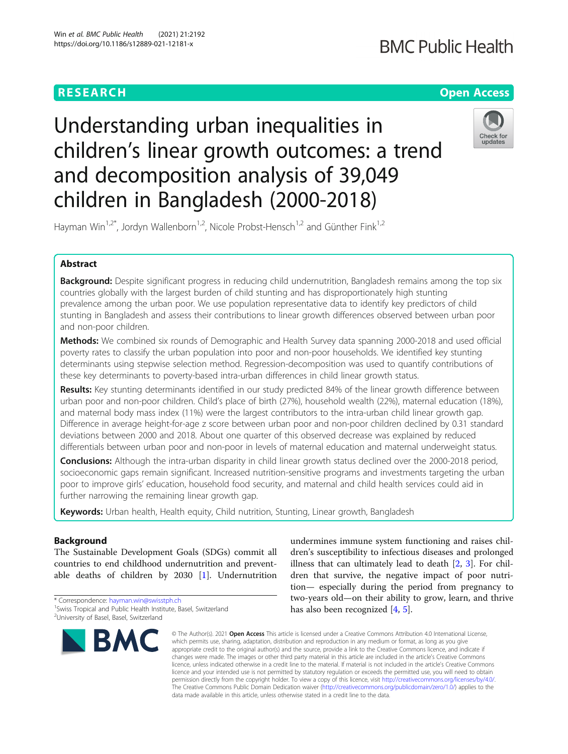# Understanding urban inequalities in children's linear growth outcomes: a trend and decomposition analysis of 39,049 children in Bangladesh (2000-2018)

Hayman Win[1,2*], Jordyn Wallenborn[1,2], Nicole Probst-Hensch[1,2] and Günther Fink[1,2]

## Abstract

**Background:** Despite significant progress in reducing child undernutrition, Bangladesh remains among the top six countries globally with the largest burden of child stunting and has disproportionately high stunting prevalence among the urban poor. We use population representative data to identify key predictors of child stunting in Bangladesh and assess their contributions to linear growth differences observed between urban poor and non-poor children.

**Methods:** We combined six rounds of Demographic and Health Survey data spanning 2000-2018 and used official poverty rates to classify the urban population into poor and non-poor households. We identified key stunting determinants using stepwise selection method. Regression-decomposition was used to quantify contributions of these key determinants to poverty-based intra-urban differences in child linear growth status.

**Results:** Key stunting determinants identified in our study predicted 84% of the linear growth difference between urban poor and non-poor children. Child's place of birth (27%), household wealth (22%), maternal education (18%), and maternal body mass index (11%) were the largest contributors to the intra-urban child linear growth gap. Difference in average height-for-age z score between urban poor and non-poor children declined by 0.31 standard deviations between 2000 and 2018. About one quarter of this observed decrease was explained by reduced differentials between urban poor and non-poor in levels of maternal education and maternal underweight status.

**Conclusions:** Although the intra-urban disparity in child linear growth status declined over the 2000-2018 period, socioeconomic gaps remain significant. Increased nutrition-sensitive programs and investments targeting the urban poor to improve girls' education, household food security, and maternal and child health services could aid in further narrowing the remaining linear growth gap.

**Keywords:** Urban health, Health equity, Child nutrition, Stunting, Linear growth, Bangladesh

## Background

The Sustainable Development Goals (SDGs) commit all countries to end childhood undernutrition and preventable deaths of children by 2030 [1]. Undernutrition undermines immune system functioning and raises children's susceptibility to infectious diseases and prolonged illness that can ultimately lead to death [2, 3]. For children that survive, the negative impact of poor nutrition— especially during the period from pregnancy to two-years old—on their ability to grow, learn, and thrive has also been recognized [4, 5].

* Correspondence: hayman.win@swisstph.ch
[1]Swiss Tropical and Public Health Institute, Basel, Switzerland
[2]University of Basel, Basel, Switzerland

© The Author(s). 2021 **Open Access** This article is licensed under a Creative Commons Attribution 4.0 International License, which permits use, sharing, adaptation, distribution and reproduction in any medium or format, as long as you give appropriate credit to the original author(s) and the source, provide a link to the Creative Commons licence, and indicate if changes were made. The images or other third party material in this article are included in the article's Creative Commons licence, unless indicated otherwise in a credit line to the material. If material is not included in the article's Creative Commons licence and your intended use is not permitted by statutory regulation or exceeds the permitted use, you will need to obtain permission directly from the copyright holder. To view a copy of this licence, visit http://creativecommons.org/licenses/by/4.0/. The Creative Commons Public Domain Dedication waiver (http://creativecommons.org/publicdomain/zero/1.0/) applies to the data made available in this article, unless otherwise stated in a credit line to the data.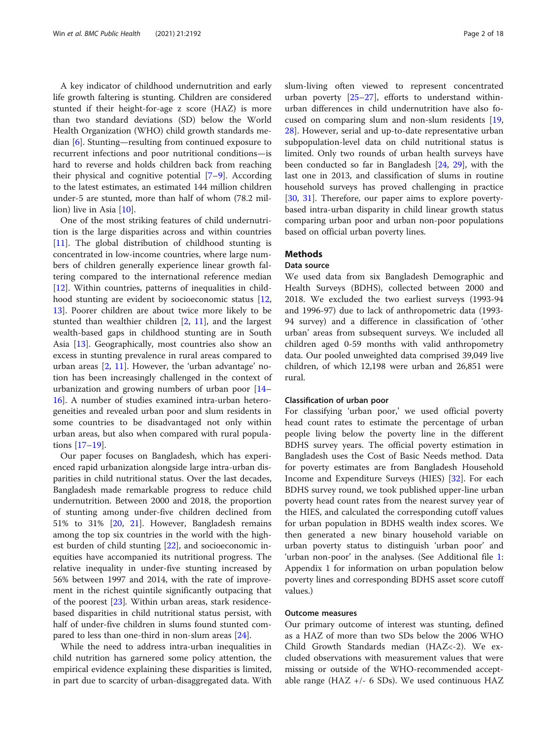A key indicator of childhood undernutrition and early life growth faltering is stunting. Children are considered stunted if their height-for-age z score (HAZ) is more than two standard deviations (SD) below the World Health Organization (WHO) child growth standards median [6]. Stunting—resulting from continued exposure to recurrent infections and poor nutritional conditions—is hard to reverse and holds children back from reaching their physical and cognitive potential [7–9]. According to the latest estimates, an estimated 144 million children under-5 are stunted, more than half of whom (78.2 million) live in Asia [10].

One of the most striking features of child undernutrition is the large disparities across and within countries [11]. The global distribution of childhood stunting is concentrated in low-income countries, where large numbers of children generally experience linear growth faltering compared to the international reference median [12]. Within countries, patterns of inequalities in childhood stunting are evident by socioeconomic status [12, 13]. Poorer children are about twice more likely to be stunted than wealthier children [2, 11], and the largest wealth-based gaps in childhood stunting are in South Asia [13]. Geographically, most countries also show an excess in stunting prevalence in rural areas compared to urban areas [2, 11]. However, the 'urban advantage' notion has been increasingly challenged in the context of urbanization and growing numbers of urban poor [14–16]. A number of studies examined intra-urban heterogeneities and revealed urban poor and slum residents in some countries to be disadvantaged not only within urban areas, but also when compared with rural populations [17–19].

Our paper focuses on Bangladesh, which has experienced rapid urbanization alongside large intra-urban disparities in child nutritional status. Over the last decades, Bangladesh made remarkable progress to reduce child undernutrition. Between 2000 and 2018, the proportion of stunting among under-five children declined from 51% to 31% [20, 21]. However, Bangladesh remains among the top six countries in the world with the highest burden of child stunting [22], and socioeconomic inequities have accompanied its nutritional progress. The relative inequality in under-five stunting increased by 56% between 1997 and 2014, with the rate of improvement in the richest quintile significantly outpacing that of the poorest [23]. Within urban areas, stark residence-based disparities in child nutritional status persist, with half of under-five children in slums found stunted compared to less than one-third in non-slum areas [24].

While the need to address intra-urban inequalities in child nutrition has garnered some policy attention, the empirical evidence explaining these disparities is limited, in part due to scarcity of urban-disaggregated data. With slum-living often viewed to represent concentrated urban poverty [25–27], efforts to understand within-urban differences in child undernutrition have also focused on comparing slum and non-slum residents [19, 28]. However, serial and up-to-date representative urban subpopulation-level data on child nutritional status is limited. Only two rounds of urban health surveys have been conducted so far in Bangladesh [24, 29], with the last one in 2013, and classification of slums in routine household surveys has proved challenging in practice [30, 31]. Therefore, our paper aims to explore poverty-based intra-urban disparity in child linear growth status comparing urban poor and urban non-poor populations based on official urban poverty lines.

## Methods

### Data source

We used data from six Bangladesh Demographic and Health Surveys (BDHS), collected between 2000 and 2018. We excluded the two earliest surveys (1993-94 and 1996-97) due to lack of anthropometric data (1993-94 survey) and a difference in classification of 'other urban' areas from subsequent surveys. We included all children aged 0-59 months with valid anthropometry data. Our pooled unweighted data comprised 39,049 live children, of which 12,198 were urban and 26,851 were rural.

### Classification of urban poor

For classifying 'urban poor,' we used official poverty head count rates to estimate the percentage of urban people living below the poverty line in the different BDHS survey years. The official poverty estimation in Bangladesh uses the Cost of Basic Needs method. Data for poverty estimates are from Bangladesh Household Income and Expenditure Surveys (HIES) [32]. For each BDHS survey round, we took published upper-line urban poverty head count rates from the nearest survey year of the HIES, and calculated the corresponding cutoff values for urban population in BDHS wealth index scores. We then generated a new binary household variable on urban poverty status to distinguish 'urban poor' and 'urban non-poor' in the analyses. (See Additional file 1: Appendix 1 for information on urban population below poverty lines and corresponding BDHS asset score cutoff values.)

### Outcome measures

Our primary outcome of interest was stunting, defined as a HAZ of more than two SDs below the 2006 WHO Child Growth Standards median (HAZ<-2). We excluded observations with measurement values that were missing or outside of the WHO-recommended acceptable range (HAZ +/- 6 SDs). We used continuous HAZ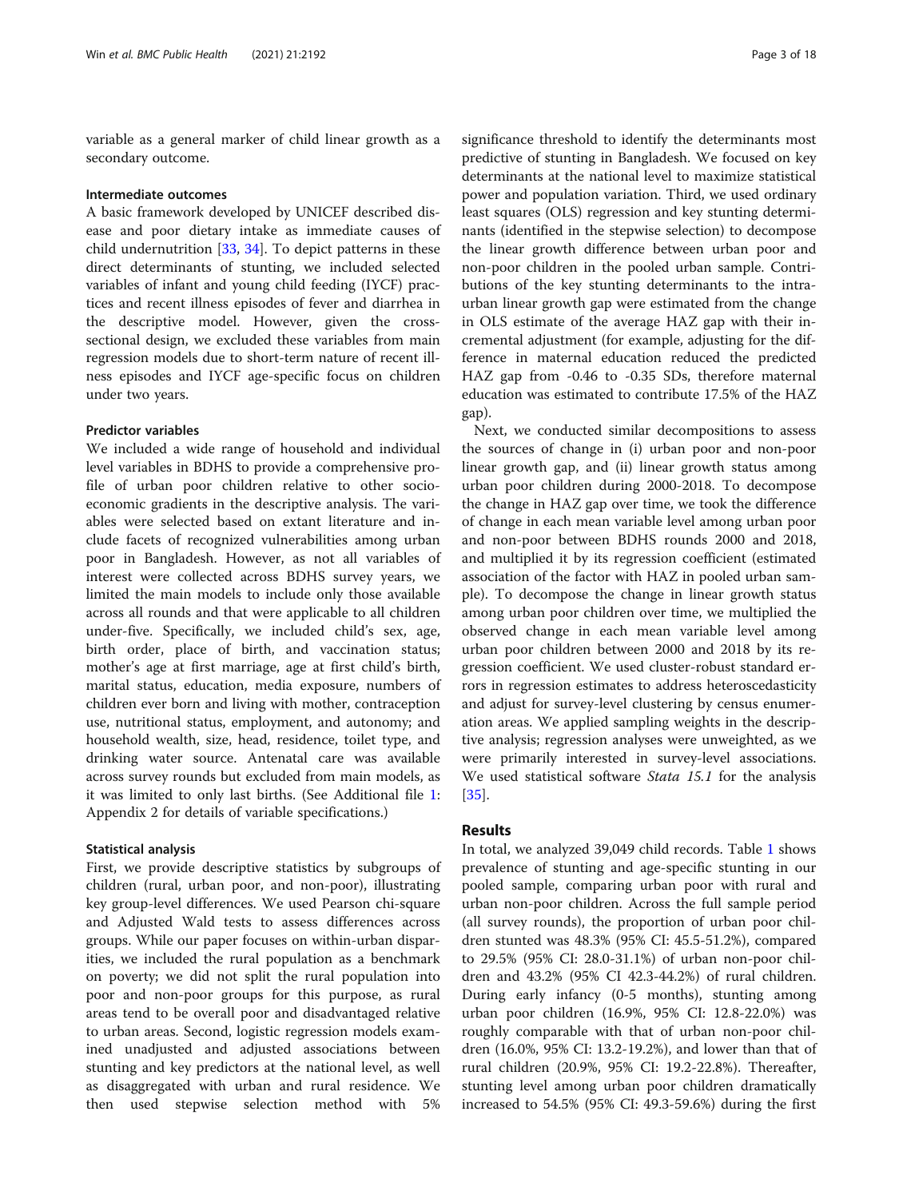variable as a general marker of child linear growth as a secondary outcome.

### Intermediate outcomes

A basic framework developed by UNICEF described disease and poor dietary intake as immediate causes of child undernutrition [33, 34]. To depict patterns in these direct determinants of stunting, we included selected variables of infant and young child feeding (IYCF) practices and recent illness episodes of fever and diarrhea in the descriptive model. However, given the cross-sectional design, we excluded these variables from main regression models due to short-term nature of recent illness episodes and IYCF age-specific focus on children under two years.

### Predictor variables

We included a wide range of household and individual level variables in BDHS to provide a comprehensive profile of urban poor children relative to other socioeconomic gradients in the descriptive analysis. The variables were selected based on extant literature and include facets of recognized vulnerabilities among urban poor in Bangladesh. However, as not all variables of interest were collected across BDHS survey years, we limited the main models to include only those available across all rounds and that were applicable to all children under-five. Specifically, we included child's sex, age, birth order, place of birth, and vaccination status; mother's age at first marriage, age at first child's birth, marital status, education, media exposure, numbers of children ever born and living with mother, contraception use, nutritional status, employment, and autonomy; and household wealth, size, head, residence, toilet type, and drinking water source. Antenatal care was available across survey rounds but excluded from main models, as it was limited to only last births. (See Additional file 1: Appendix 2 for details of variable specifications.)

### Statistical analysis

First, we provide descriptive statistics by subgroups of children (rural, urban poor, and non-poor), illustrating key group-level differences. We used Pearson chi-square and Adjusted Wald tests to assess differences across groups. While our paper focuses on within-urban disparities, we included the rural population as a benchmark on poverty; we did not split the rural population into poor and non-poor groups for this purpose, as rural areas tend to be overall poor and disadvantaged relative to urban areas. Second, logistic regression models examined unadjusted and adjusted associations between stunting and key predictors at the national level, as well as disaggregated with urban and rural residence. We then used stepwise selection method with 5% significance threshold to identify the determinants most predictive of stunting in Bangladesh. We focused on key determinants at the national level to maximize statistical power and population variation. Third, we used ordinary least squares (OLS) regression and key stunting determinants (identified in the stepwise selection) to decompose the linear growth difference between urban poor and non-poor children in the pooled urban sample. Contributions of the key stunting determinants to the intra-urban linear growth gap were estimated from the change in OLS estimate of the average HAZ gap with their incremental adjustment (for example, adjusting for the difference in maternal education reduced the predicted HAZ gap from -0.46 to -0.35 SDs, therefore maternal education was estimated to contribute 17.5% of the HAZ gap).

Next, we conducted similar decompositions to assess the sources of change in (i) urban poor and non-poor linear growth gap, and (ii) linear growth status among urban poor children during 2000-2018. To decompose the change in HAZ gap over time, we took the difference of change in each mean variable level among urban poor and non-poor between BDHS rounds 2000 and 2018, and multiplied it by its regression coefficient (estimated association of the factor with HAZ in pooled urban sample). To decompose the change in linear growth status among urban poor children over time, we multiplied the observed change in each mean variable level among urban poor children between 2000 and 2018 by its regression coefficient. We used cluster-robust standard errors in regression estimates to address heteroscedasticity and adjust for survey-level clustering by census enumeration areas. We applied sampling weights in the descriptive analysis; regression analyses were unweighted, as we were primarily interested in survey-level associations. We used statistical software *Stata 15.1* for the analysis [35].

## Results

In total, we analyzed 39,049 child records. Table 1 shows prevalence of stunting and age-specific stunting in our pooled sample, comparing urban poor with rural and urban non-poor children. Across the full sample period (all survey rounds), the proportion of urban poor children stunted was 48.3% (95% CI: 45.5-51.2%), compared to 29.5% (95% CI: 28.0-31.1%) of urban non-poor children and 43.2% (95% CI 42.3-44.2%) of rural children. During early infancy (0-5 months), stunting among urban poor children (16.9%, 95% CI: 12.8-22.0%) was roughly comparable with that of urban non-poor children (16.0%, 95% CI: 13.2-19.2%), and lower than that of rural children (20.9%, 95% CI: 19.2-22.8%). Thereafter, stunting level among urban poor children dramatically increased to 54.5% (95% CI: 49.3-59.6%) during the first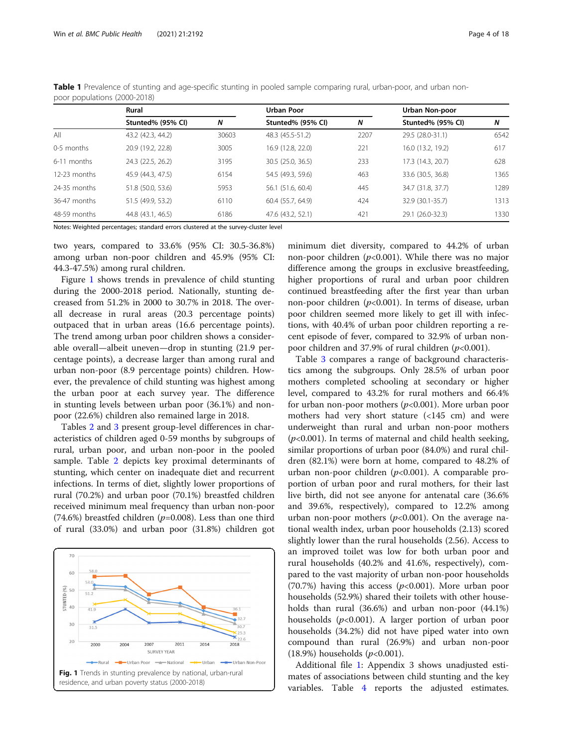**Table 1** Prevalence of stunting and age-specific stunting in pooled sample comparing rural, urban-poor, and urban non-poor populations (2000-2018)

| | Rural | | Urban Poor | | Urban Non-poor | |
|---|---|---|---|---|---|---|
| | Stunted% (95% CI) | *N* | Stunted% (95% CI) | *N* | Stunted% (95% CI) | *N* |
| All | 43.2 (42.3, 44.2) | 30603 | 48.3 (45.5-51.2) | 2207 | 29.5 (28.0-31.1) | 6542 |
| 0-5 months | 20.9 (19.2, 22.8) | 3005 | 16.9 (12.8, 22.0) | 221 | 16.0 (13.2, 19.2) | 617 |
| 6-11 months | 24.3 (22.5, 26.2) | 3195 | 30.5 (25.0, 36.5) | 233 | 17.3 (14.3, 20.7) | 628 |
| 12-23 months | 45.9 (44.3, 47.5) | 6154 | 54.5 (49.3, 59.6) | 463 | 33.6 (30.5, 36.8) | 1365 |
| 24-35 months | 51.8 (50.0, 53.6) | 5953 | 56.1 (51.6, 60.4) | 445 | 34.7 (31.8, 37.7) | 1289 |
| 36-47 months | 51.5 (49.9, 53.2) | 6110 | 60.4 (55.7, 64.9) | 424 | 32.9 (30.1-35.7) | 1313 |
| 48-59 months | 44.8 (43.1, 46.5) | 6186 | 47.6 (43.2, 52.1) | 421 | 29.1 (26.0-32.3) | 1330 |

Notes: Weighted percentages; standard errors clustered at the survey-cluster level

two years, compared to 33.6% (95% CI: 30.5-36.8%) among urban non-poor children and 45.9% (95% CI: 44.3-47.5%) among rural children.

Figure 1 shows trends in prevalence of child stunting during the 2000-2018 period. Nationally, stunting decreased from 51.2% in 2000 to 30.7% in 2018. The overall decrease in rural areas (20.3 percentage points) outpaced that in urban areas (16.6 percentage points). The trend among urban poor children shows a considerable overall—albeit uneven—drop in stunting (21.9 percentage points), a decrease larger than among rural and urban non-poor (8.9 percentage points) children. However, the prevalence of child stunting was highest among the urban poor at each survey year. The difference in stunting levels between urban poor (36.1%) and non-poor (22.6%) children also remained large in 2018.

Tables 2 and 3 present group-level differences in characteristics of children aged 0-59 months by subgroups of rural, urban poor, and urban non-poor in the pooled sample. Table 2 depicts key proximal determinants of stunting, which center on inadequate diet and recurrent infections. In terms of diet, slightly lower proportions of rural (70.2%) and urban poor (70.1%) breastfed children received minimum meal frequency than urban non-poor (74.6%) breastfed children ($p$=0.008). Less than one third of rural (33.0%) and urban poor (31.8%) children got

**Fig. 1** Trends in stunting prevalence by national, urban-rural residence, and urban poverty status (2000-2018)

minimum diet diversity, compared to 44.2% of urban non-poor children ($p$<0.001). While there was no major difference among the groups in exclusive breastfeeding, higher proportions of rural and urban poor children continued breastfeeding after the first year than urban non-poor children ($p$<0.001). In terms of disease, urban poor children seemed more likely to get ill with infections, with 40.4% of urban poor children reporting a recent episode of fever, compared to 32.9% of urban non-poor children and 37.9% of rural children ($p$<0.001).

Table 3 compares a range of background characteristics among the subgroups. Only 28.5% of urban poor mothers completed schooling at secondary or higher level, compared to 43.2% for rural mothers and 66.4% for urban non-poor mothers ($p$<0.001). More urban poor mothers had very short stature (<145 cm) and were underweight than rural and urban non-poor mothers ($p$<0.001). In terms of maternal and child health seeking, similar proportions of urban poor (84.0%) and rural children (82.1%) were born at home, compared to 48.2% of urban non-poor children ($p$<0.001). A comparable proportion of urban poor and rural mothers, for their last live birth, did not see anyone for antenatal care (36.6% and 39.6%, respectively), compared to 12.2% among urban non-poor mothers ($p$<0.001). On the average national wealth index, urban poor households (2.13) scored slightly lower than the rural households (2.56). Access to an improved toilet was low for both urban poor and rural households (40.2% and 41.6%, respectively), compared to the vast majority of urban non-poor households (70.7%) having this access ($p$<0.001). More urban poor households (52.9%) shared their toilets with other households than rural (36.6%) and urban non-poor (44.1%) households ($p$<0.001). A larger portion of urban poor households (34.2%) did not have piped water into own compound than rural (26.9%) and urban non-poor (18.9%) households ($p$<0.001).

Additional file 1: Appendix 3 shows unadjusted estimates of associations between child stunting and the key variables. Table 4 reports the adjusted estimates.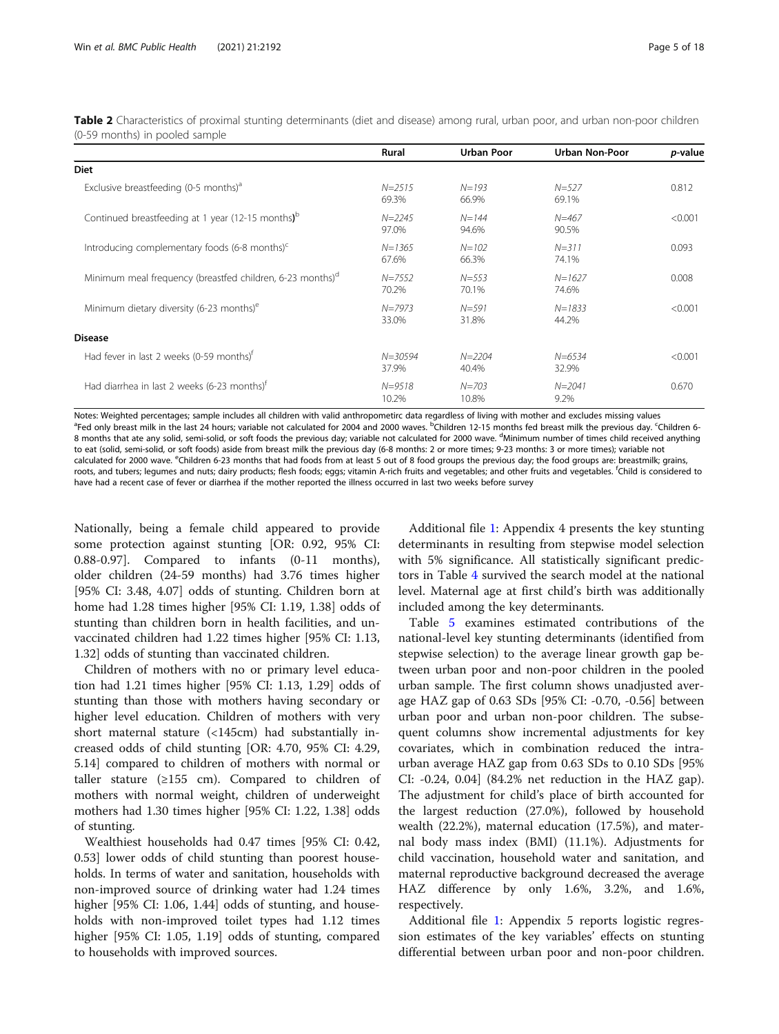**Table 2** Characteristics of proximal stunting determinants (diet and disease) among rural, urban poor, and urban non-poor children (0-59 months) in pooled sample

| | Rural | Urban Poor | Urban Non-Poor | *p*-value |
|---|---|---|---|---|
| **Diet** | | | | |
| Exclusive breastfeeding (0-5 months)[a] | *N=2515* 69.3% | *N=193* 66.9% | *N=527* 69.1% | 0.812 |
| Continued breastfeeding at 1 year (12-15 months)[b] | *N=2245* 97.0% | *N=144* 94.6% | *N=467* 90.5% | <0.001 |
| Introducing complementary foods (6-8 months)[c] | *N=1365* 67.6% | *N=102* 66.3% | *N=311* 74.1% | 0.093 |
| Minimum meal frequency (breastfed children, 6-23 months)[d] | *N=7552* 70.2% | *N=553* 70.1% | *N=1627* 74.6% | 0.008 |
| Minimum dietary diversity (6-23 months)[e] | *N=7973* 33.0% | *N=591* 31.8% | *N=1833* 44.2% | <0.001 |
| **Disease** | | | | |
| Had fever in last 2 weeks (0-59 months)[f] | *N=30594* 37.9% | *N=2204* 40.4% | *N=6534* 32.9% | <0.001 |
| Had diarrhea in last 2 weeks (6-23 months)[f] | *N=9518* 10.2% | *N=703* 10.8% | *N=2041* 9.2% | 0.670 |

Notes: Weighted percentages; sample includes all children with valid anthropometirc data regardless of living with mother and excludes missing values
[a]Fed only breast milk in the last 24 hours; variable not calculated for 2004 and 2000 waves. [b]Children 12-15 months fed breast milk the previous day. [c]Children 6-8 months that ate any solid, semi-solid, or soft foods the previous day; variable not calculated for 2000 wave. [d]Minimum number of times child received anything to eat (solid, semi-solid, or soft foods) aside from breast milk the previous day (6-8 months: 2 or more times; 9-23 months: 3 or more times); variable not calculated for 2000 wave. [e]Children 6-23 months that had foods from at least 5 out of 8 food groups the previous day; the food groups are: breastmilk; grains, roots, and tubers; legumes and nuts; dairy products; flesh foods; eggs; vitamin A-rich fruits and vegetables; and other fruits and vegetables. [f]Child is considered to have had a recent case of fever or diarrhea if the mother reported the illness occurred in last two weeks before survey

Nationally, being a female child appeared to provide some protection against stunting [OR: 0.92, 95% CI: 0.88-0.97]. Compared to infants (0-11 months), older children (24-59 months) had 3.76 times higher [95% CI: 3.48, 4.07] odds of stunting. Children born at home had 1.28 times higher [95% CI: 1.19, 1.38] odds of stunting than children born in health facilities, and unvaccinated children had 1.22 times higher [95% CI: 1.13, 1.32] odds of stunting than vaccinated children.

Children of mothers with no or primary level education had 1.21 times higher [95% CI: 1.13, 1.29] odds of stunting than those with mothers having secondary or higher level education. Children of mothers with very short maternal stature (<145cm) had substantially increased odds of child stunting [OR: 4.70, 95% CI: 4.29, 5.14] compared to children of mothers with normal or taller stature (≥155 cm). Compared to children of mothers with normal weight, children of underweight mothers had 1.30 times higher [95% CI: 1.22, 1.38] odds of stunting.

Wealthiest households had 0.47 times [95% CI: 0.42, 0.53] lower odds of child stunting than poorest households. In terms of water and sanitation, households with non-improved source of drinking water had 1.24 times higher [95% CI: 1.06, 1.44] odds of stunting, and households with non-improved toilet types had 1.12 times higher [95% CI: 1.05, 1.19] odds of stunting, compared to households with improved sources.

Additional file 1: Appendix 4 presents the key stunting determinants in resulting from stepwise model selection with 5% significance. All statistically significant predictors in Table 4 survived the search model at the national level. Maternal age at first child's birth was additionally included among the key determinants.

Table 5 examines estimated contributions of the national-level key stunting determinants (identified from stepwise selection) to the average linear growth gap between urban poor and non-poor children in the pooled urban sample. The first column shows unadjusted average HAZ gap of 0.63 SDs [95% CI: -0.70, -0.56] between urban poor and urban non-poor children. The subsequent columns show incremental adjustments for key covariates, which in combination reduced the intra-urban average HAZ gap from 0.63 SDs to 0.10 SDs [95% CI: -0.24, 0.04] (84.2% net reduction in the HAZ gap). The adjustment for child's place of birth accounted for the largest reduction (27.0%), followed by household wealth (22.2%), maternal education (17.5%), and maternal body mass index (BMI) (11.1%). Adjustments for child vaccination, household water and sanitation, and maternal reproductive background decreased the average HAZ difference by only 1.6%, 3.2%, and 1.6%, respectively.

Additional file 1: Appendix 5 reports logistic regression estimates of the key variables' effects on stunting differential between urban poor and non-poor children.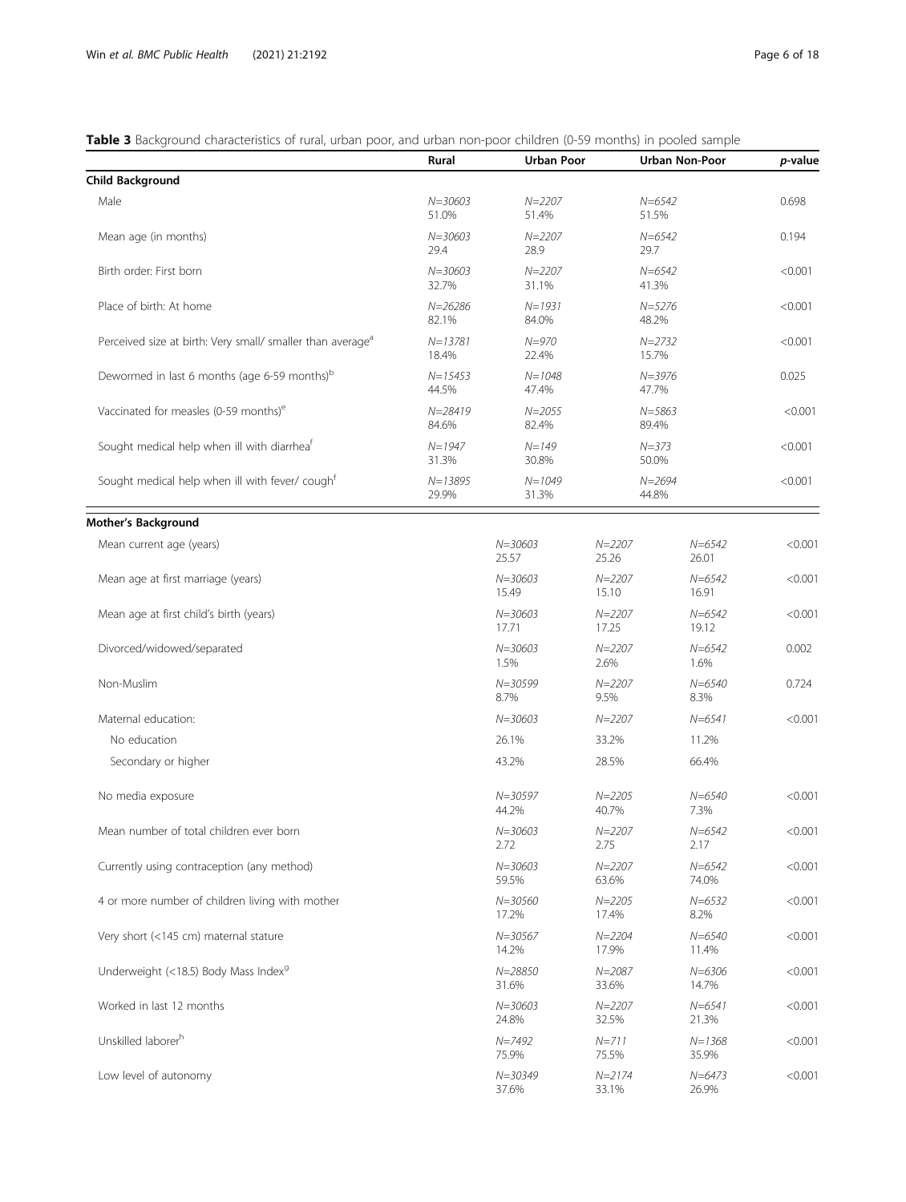**Table 3** Background characteristics of rural, urban poor, and urban non-poor children (0-59 months) in pooled sample

| | Rural | Urban Poor | Urban Non-Poor | *p*-value |
|---|---|---|---|---|
| **Child Background** | | | | |
| Male | *N=30603* 51.0% | *N=2207* 51.4% | *N=6542* 51.5% | 0.698 |
| Mean age (in months) | *N=30603* 29.4 | *N=2207* 28.9 | *N=6542* 29.7 | 0.194 |
| Birth order: First born | *N=30603* 32.7% | *N=2207* 31.1% | *N=6542* 41.3% | <0.001 |
| Place of birth: At home | *N=26286* 82.1% | *N=1931* 84.0% | *N=5276* 48.2% | <0.001 |
| Perceived size at birth: Very small/ smaller than average[a] | *N=13781* 18.4% | *N=970* 22.4% | *N=2732* 15.7% | <0.001 |
| Dewormed in last 6 months (age 6-59 months)[b] | *N=15453* 44.5% | *N=1048* 47.4% | *N=3976* 47.7% | 0.025 |
| Vaccinated for measles (0-59 months)[e] | *N=28419* 84.6% | *N=2055* 82.4% | *N=5863* 89.4% | <0.001 |
| Sought medical help when ill with diarrhea[f] | *N=1947* 31.3% | *N=149* 30.8% | *N=373* 50.0% | <0.001 |
| Sought medical help when ill with fever/ cough[f] | *N=13895* 29.9% | *N=1049* 31.3% | *N=2694* 44.8% | <0.001 |
| **Mother's Background** | | | | |
| Mean current age (years) | *N=30603* 25.57 | *N=2207* 25.26 | *N=6542* 26.01 | <0.001 |
| Mean age at first marriage (years) | *N=30603* 15.49 | *N=2207* 15.10 | *N=6542* 16.91 | <0.001 |
| Mean age at first child's birth (years) | *N=30603* 17.71 | *N=2207* 17.25 | *N=6542* 19.12 | <0.001 |
| Divorced/widowed/separated | *N=30603* 1.5% | *N=2207* 2.6% | *N=6542* 1.6% | 0.002 |
| Non-Muslim | *N=30599* 8.7% | *N=2207* 9.5% | *N=6540* 8.3% | 0.724 |
| Maternal education: | *N=30603* | *N=2207* | *N=6541* | <0.001 |
| No education | 26.1% | 33.2% | 11.2% | |
| Secondary or higher | 43.2% | 28.5% | 66.4% | |
| No media exposure | *N=30597* 44.2% | *N=2205* 40.7% | *N=6540* 7.3% | <0.001 |
| Mean number of total children ever born | *N=30603* 2.72 | *N=2207* 2.75 | *N=6542* 2.17 | <0.001 |
| Currently using contraception (any method) | *N=30603* 59.5% | *N=2207* 63.6% | *N=6542* 74.0% | <0.001 |
| 4 or more number of children living with mother | *N=30560* 17.2% | *N=2205* 17.4% | *N=6532* 8.2% | <0.001 |
| Very short (<145 cm) maternal stature | *N=30567* 14.2% | *N=2204* 17.9% | *N=6540* 11.4% | <0.001 |
| Underweight (<18.5) Body Mass Index[g] | *N=28850* 31.6% | *N=2087* 33.6% | *N=6306* 14.7% | <0.001 |
| Worked in last 12 months | *N=30603* 24.8% | *N=2207* 32.5% | *N=6541* 21.3% | <0.001 |
| Unskilled laborer[h] | *N=7492* 75.9% | *N=711* 75.5% | *N=1368* 35.9% | <0.001 |
| Low level of autonomy | *N=30349* 37.6% | *N=2174* 33.1% | *N=6473* 26.9% | <0.001 |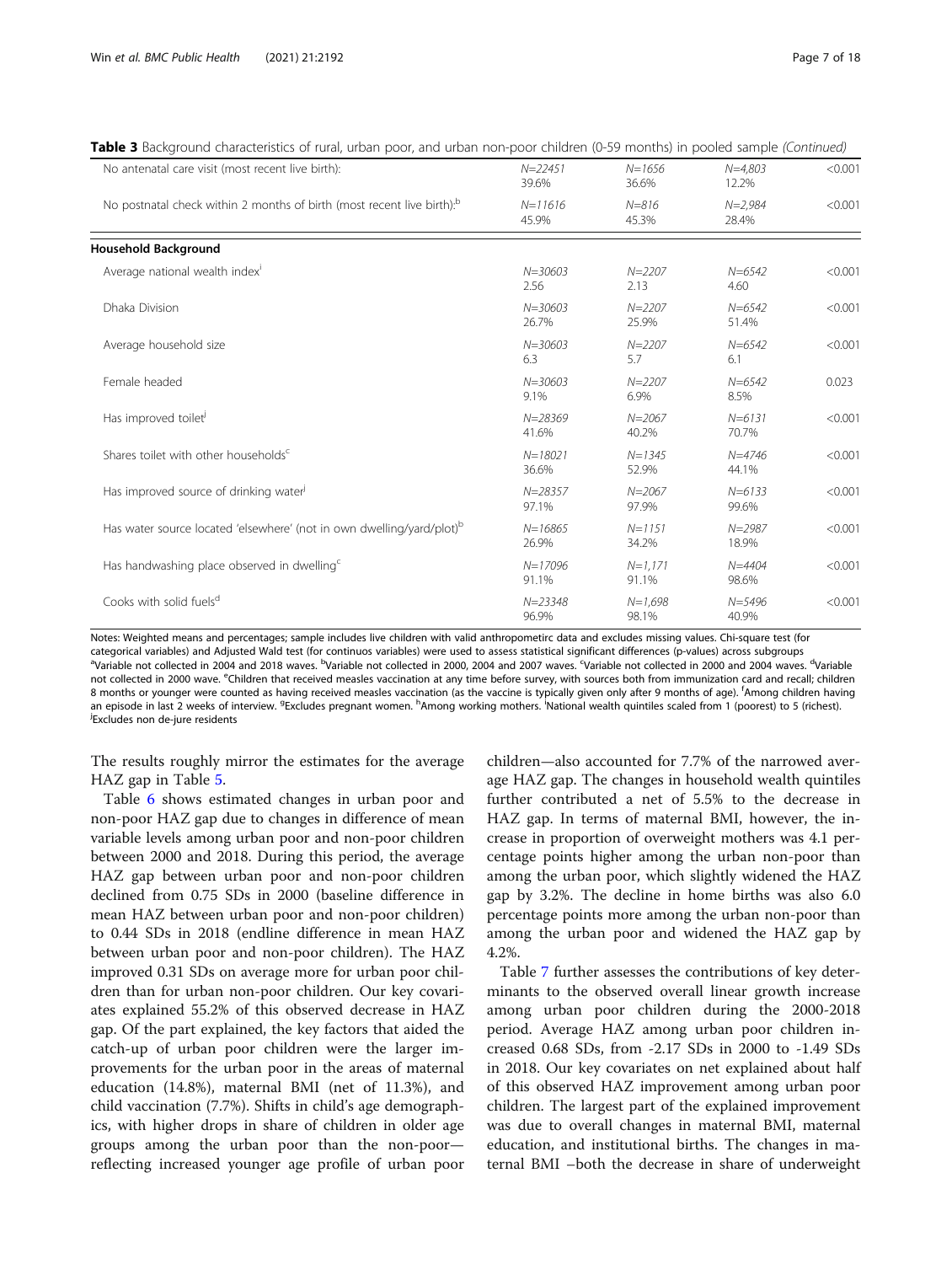**Table 3** Background characteristics of rural, urban poor, and urban non-poor children (0-59 months) in pooled sample *(Continued)*

| | | | | |
|---|---|---|---|---|
| No antenatal care visit (most recent live birth): | N=22451<br>39.6% | N=1656<br>36.6% | N=4,803<br>12.2% | <0.001 |
| No postnatal check within 2 months of birth (most recent live birth):[b] | N=11616<br>45.9% | N=816<br>45.3% | N=2,984<br>28.4% | <0.001 |
| **Household Background** | | | | |
| Average national wealth index[i] | N=30603<br>2.56 | N=2207<br>2.13 | N=6542<br>4.60 | <0.001 |
| Dhaka Division | N=30603<br>26.7% | N=2207<br>25.9% | N=6542<br>51.4% | <0.001 |
| Average household size | N=30603<br>6.3 | N=2207<br>5.7 | N=6542<br>6.1 | <0.001 |
| Female headed | N=30603<br>9.1% | N=2207<br>6.9% | N=6542<br>8.5% | 0.023 |
| Has improved toilet[j] | N=28369<br>41.6% | N=2067<br>40.2% | N=6131<br>70.7% | <0.001 |
| Shares toilet with other households[c] | N=18021<br>36.6% | N=1345<br>52.9% | N=4746<br>44.1% | <0.001 |
| Has improved source of drinking water[j] | N=28357<br>97.1% | N=2067<br>97.9% | N=6133<br>99.6% | <0.001 |
| Has water source located 'elsewhere' (not in own dwelling/yard/plot)[b] | N=16865<br>26.9% | N=1151<br>34.2% | N=2987<br>18.9% | <0.001 |
| Has handwashing place observed in dwelling[c] | N=17096<br>91.1% | N=1,171<br>91.1% | N=4404<br>98.6% | <0.001 |
| Cooks with solid fuels[d] | N=23348<br>96.9% | N=1,698<br>98.1% | N=5496<br>40.9% | <0.001 |

Notes: Weighted means and percentages; sample includes live children with valid anthropometirc data and excludes missing values. Chi-square test (for categorical variables) and Adjusted Wald test (for continuos variables) were used to assess statistical significant differences (p-values) across subgroups
[a]Variable not collected in 2004 and 2018 waves. [b]Variable not collected in 2000, 2004 and 2007 waves. [c]Variable not collected in 2000 and 2004 waves. [d]Variable not collected in 2000 wave. [e]Children that received measles vaccination at any time before survey, with sources both from immunization card and recall; children 8 months or younger were counted as having received measles vaccination (as the vaccine is typically given only after 9 months of age). [f]Among children having an episode in last 2 weeks of interview. [g]Excludes pregnant women. [h]Among working mothers. [i]National wealth quintiles scaled from 1 (poorest) to 5 (richest). [j]Excludes non de-jure residents

The results roughly mirror the estimates for the average HAZ gap in Table 5.

Table 6 shows estimated changes in urban poor and non-poor HAZ gap due to changes in difference of mean variable levels among urban poor and non-poor children between 2000 and 2018. During this period, the average HAZ gap between urban poor and non-poor children declined from 0.75 SDs in 2000 (baseline difference in mean HAZ between urban poor and non-poor children) to 0.44 SDs in 2018 (endline difference in mean HAZ between urban poor and non-poor children). The HAZ improved 0.31 SDs on average more for urban poor children than for urban non-poor children. Our key covariates explained 55.2% of this observed decrease in HAZ gap. Of the part explained, the key factors that aided the catch-up of urban poor children were the larger improvements for the urban poor in the areas of maternal education (14.8%), maternal BMI (net of 11.3%), and child vaccination (7.7%). Shifts in child's age demographics, with higher drops in share of children in older age groups among the urban poor than the non-poor—reflecting increased younger age profile of urban poor children—also accounted for 7.7% of the narrowed average HAZ gap. The changes in household wealth quintiles further contributed a net of 5.5% to the decrease in HAZ gap. In terms of maternal BMI, however, the increase in proportion of overweight mothers was 4.1 percentage points higher among the urban non-poor than among the urban poor, which slightly widened the HAZ gap by 3.2%. The decline in home births was also 6.0 percentage points more among the urban non-poor than among the urban poor and widened the HAZ gap by 4.2%.

Table 7 further assesses the contributions of key determinants to the observed overall linear growth increase among urban poor children during the 2000-2018 period. Average HAZ among urban poor children increased 0.68 SDs, from -2.17 SDs in 2000 to -1.49 SDs in 2018. Our key covariates on net explained about half of this observed HAZ improvement among urban poor children. The largest part of the explained improvement was due to overall changes in maternal BMI, maternal education, and institutional births. The changes in maternal BMI –both the decrease in share of underweight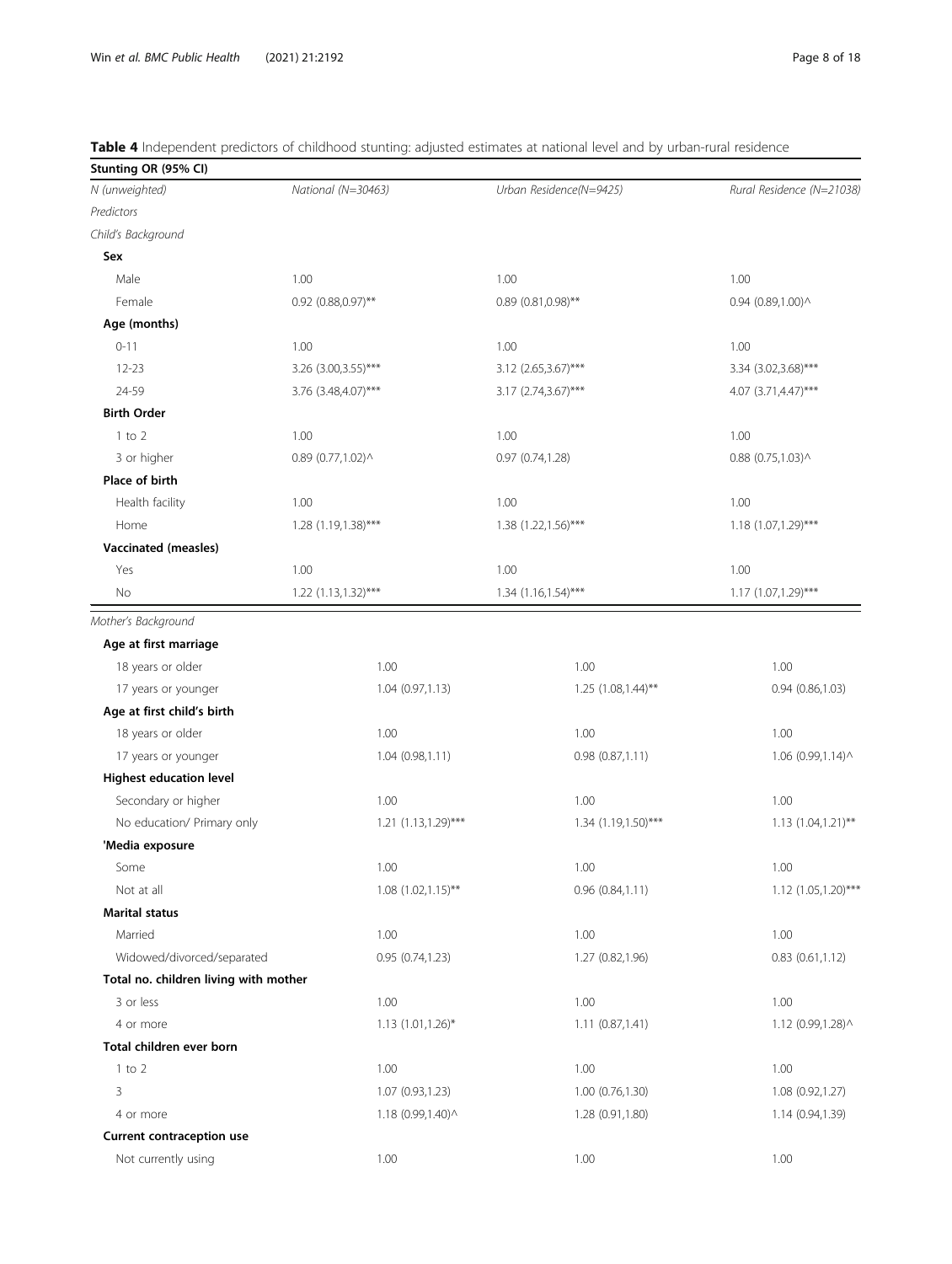**Table 4** Independent predictors of childhood stunting: adjusted estimates at national level and by urban-rural residence

| Stunting OR (95% CI) | | | |
|---|---|---|---|
| *N (unweighted)* | *National (N=30463)* | *Urban Residence(N=9425)* | *Rural Residence (N=21038)* |
| *Predictors* | | | |
| *Child's Background* | | | |
| **Sex** | | | |
| Male | 1.00 | 1.00 | 1.00 |
| Female | 0.92 (0.88,0.97)** | 0.89 (0.81,0.98)** | 0.94 (0.89,1.00)^ |
| **Age (months)** | | | |
| 0-11 | 1.00 | 1.00 | 1.00 |
| 12-23 | 3.26 (3.00,3.55)*** | 3.12 (2.65,3.67)*** | 3.34 (3.02,3.68)*** |
| 24-59 | 3.76 (3.48,4.07)*** | 3.17 (2.74,3.67)*** | 4.07 (3.71,4.47)*** |
| **Birth Order** | | | |
| 1 to 2 | 1.00 | 1.00 | 1.00 |
| 3 or higher | 0.89 (0.77,1.02)^ | 0.97 (0.74,1.28) | 0.88 (0.75,1.03)^ |
| **Place of birth** | | | |
| Health facility | 1.00 | 1.00 | 1.00 |
| Home | 1.28 (1.19,1.38)*** | 1.38 (1.22,1.56)*** | 1.18 (1.07,1.29)*** |
| **Vaccinated (measles)** | | | |
| Yes | 1.00 | 1.00 | 1.00 |
| No | 1.22 (1.13,1.32)*** | 1.34 (1.16,1.54)*** | 1.17 (1.07,1.29)*** |
| *Mother's Background* | | | |
| **Age at first marriage** | | | |
| 18 years or older | 1.00 | 1.00 | 1.00 |
| 17 years or younger | 1.04 (0.97,1.13) | 1.25 (1.08,1.44)** | 0.94 (0.86,1.03) |
| **Age at first child's birth** | | | |
| 18 years or older | 1.00 | 1.00 | 1.00 |
| 17 years or younger | 1.04 (0.98,1.11) | 0.98 (0.87,1.11) | 1.06 (0.99,1.14)^ |
| **Highest education level** | | | |
| Secondary or higher | 1.00 | 1.00 | 1.00 |
| No education/ Primary only | 1.21 (1.13,1.29)*** | 1.34 (1.19,1.50)*** | 1.13 (1.04,1.21)** |
| **'Media exposure** | | | |
| Some | 1.00 | 1.00 | 1.00 |
| Not at all | 1.08 (1.02,1.15)** | 0.96 (0.84,1.11) | 1.12 (1.05,1.20)*** |
| **Marital status** | | | |
| Married | 1.00 | 1.00 | 1.00 |
| Widowed/divorced/separated | 0.95 (0.74,1.23) | 1.27 (0.82,1.96) | 0.83 (0.61,1.12) |
| **Total no. children living with mother** | | | |
| 3 or less | 1.00 | 1.00 | 1.00 |
| 4 or more | 1.13 (1.01,1.26)* | 1.11 (0.87,1.41) | 1.12 (0.99,1.28)^ |
| **Total children ever born** | | | |
| 1 to 2 | 1.00 | 1.00 | 1.00 |
| 3 | 1.07 (0.93,1.23) | 1.00 (0.76,1.30) | 1.08 (0.92,1.27) |
| 4 or more | 1.18 (0.99,1.40)^ | 1.28 (0.91,1.80) | 1.14 (0.94,1.39) |
| **Current contraception use** | | | |
| Not currently using | 1.00 | 1.00 | 1.00 |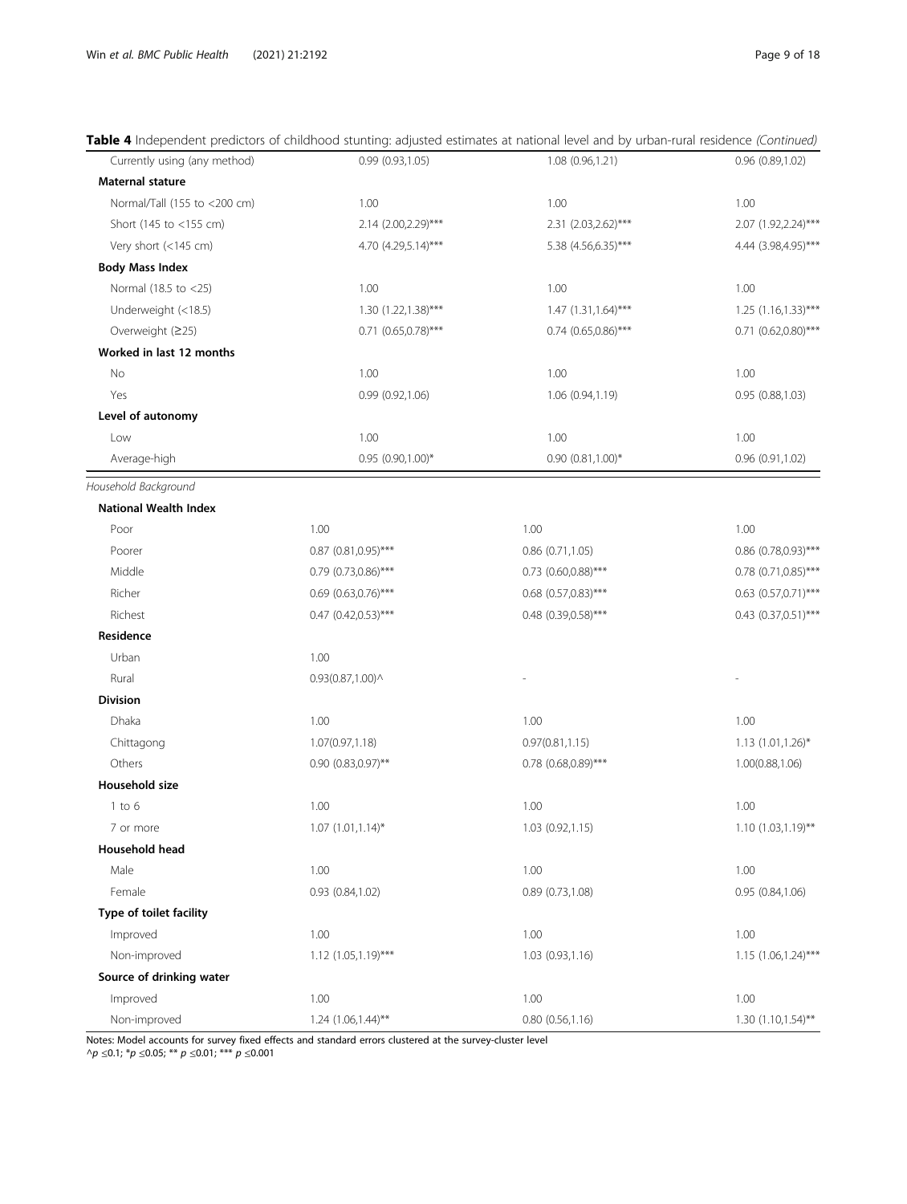**Table 4** Independent predictors of childhood stunting: adjusted estimates at national level and by urban-rural residence *(Continued)*

| | | | |
|---|---|---|---|
| Currently using (any method) | 0.99 (0.93,1.05) | 1.08 (0.96,1.21) | 0.96 (0.89,1.02) |
| **Maternal stature** | | | |
| Normal/Tall (155 to <200 cm) | 1.00 | 1.00 | 1.00 |
| Short (145 to <155 cm) | 2.14 (2.00,2.29)*** | 2.31 (2.03,2.62)*** | 2.07 (1.92,2.24)*** |
| Very short (<145 cm) | 4.70 (4.29,5.14)*** | 5.38 (4.56,6.35)*** | 4.44 (3.98,4.95)*** |
| **Body Mass Index** | | | |
| Normal (18.5 to <25) | 1.00 | 1.00 | 1.00 |
| Underweight (<18.5) | 1.30 (1.22,1.38)*** | 1.47 (1.31,1.64)*** | 1.25 (1.16,1.33)*** |
| Overweight (≥25) | 0.71 (0.65,0.78)*** | 0.74 (0.65,0.86)*** | 0.71 (0.62,0.80)*** |
| **Worked in last 12 months** | | | |
| No | 1.00 | 1.00 | 1.00 |
| Yes | 0.99 (0.92,1.06) | 1.06 (0.94,1.19) | 0.95 (0.88,1.03) |
| **Level of autonomy** | | | |
| Low | 1.00 | 1.00 | 1.00 |
| Average-high | 0.95 (0.90,1.00)* | 0.90 (0.81,1.00)* | 0.96 (0.91,1.02) |
| *Household Background* | | | |
| **National Wealth Index** | | | |
| Poor | 1.00 | 1.00 | 1.00 |
| Poorer | 0.87 (0.81,0.95)*** | 0.86 (0.71,1.05) | 0.86 (0.78,0.93)*** |
| Middle | 0.79 (0.73,0.86)*** | 0.73 (0.60,0.88)*** | 0.78 (0.71,0.85)*** |
| Richer | 0.69 (0.63,0.76)*** | 0.68 (0.57,0.83)*** | 0.63 (0.57,0.71)*** |
| Richest | 0.47 (0.42,0.53)*** | 0.48 (0.39,0.58)*** | 0.43 (0.37,0.51)*** |
| **Residence** | | | |
| Urban | 1.00 | | |
| Rural | 0.93(0.87,1.00)^ | - | - |
| **Division** | | | |
| Dhaka | 1.00 | 1.00 | 1.00 |
| Chittagong | 1.07(0.97,1.18) | 0.97(0.81,1.15) | 1.13 (1.01,1.26)* |
| Others | 0.90 (0.83,0.97)** | 0.78 (0.68,0.89)*** | 1.00(0.88,1.06) |
| **Household size** | | | |
| 1 to 6 | 1.00 | 1.00 | 1.00 |
| 7 or more | 1.07 (1.01,1.14)* | 1.03 (0.92,1.15) | 1.10 (1.03,1.19)** |
| **Household head** | | | |
| Male | 1.00 | 1.00 | 1.00 |
| Female | 0.93 (0.84,1.02) | 0.89 (0.73,1.08) | 0.95 (0.84,1.06) |
| **Type of toilet facility** | | | |
| Improved | 1.00 | 1.00 | 1.00 |
| Non-improved | 1.12 (1.05,1.19)*** | 1.03 (0.93,1.16) | 1.15 (1.06,1.24)*** |
| **Source of drinking water** | | | |
| Improved | 1.00 | 1.00 | 1.00 |
| Non-improved | 1.24 (1.06,1.44)** | 0.80 (0.56,1.16) | 1.30 (1.10,1.54)** |

Notes: Model accounts for survey fixed effects and standard errors clustered at the survey-cluster level

^$p \leq 0.1$; *$p \leq 0.05$; ** $p \leq 0.01$; *** $p \leq 0.001$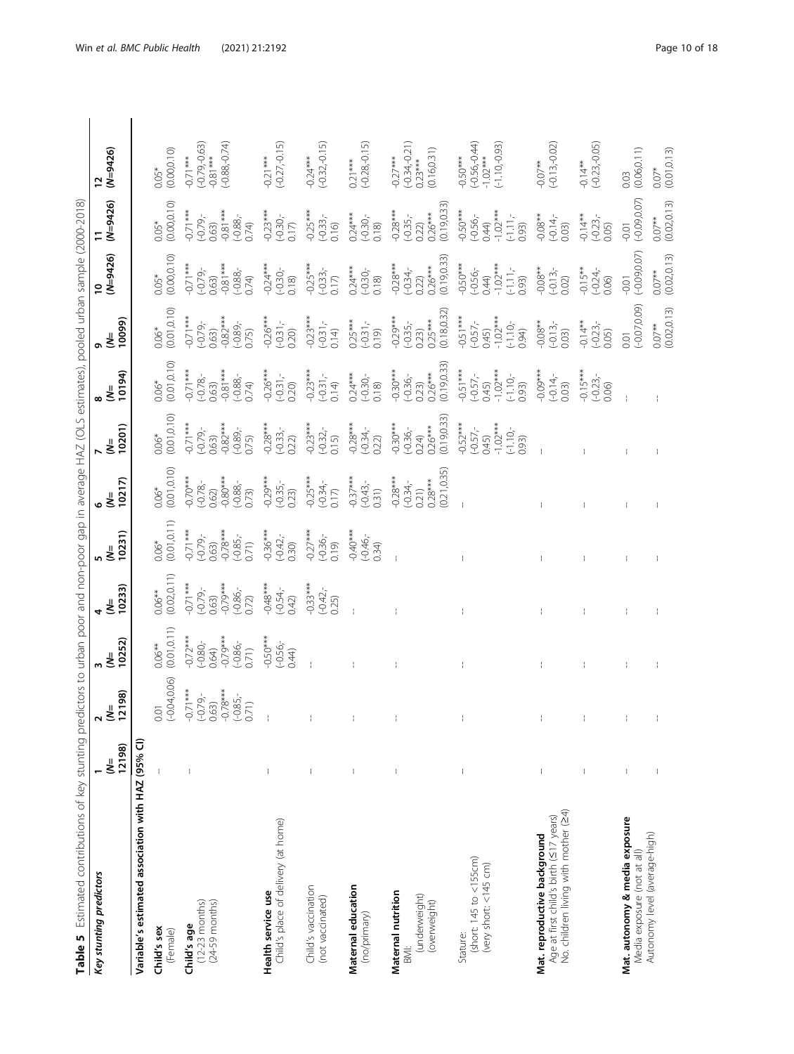**Table 5** Estimated contributions of key stunting predictors to urban poor and non-poor gap in average HAZ (OLS estimates), pooled urban sample (2000-2018)

| Key stunting predictors | 1 (N= 12198) | 2 (N= 12198) | 3 (N= 10252) | 4 (N= 10233) | 5 (N= 10231) | 6 (N= 10217) | 7 (N= 10201) | 8 (N= 10194) | 9 (N= 10099) | 10 (N=9426) | 11 (N=9426) | 12 (N=9426) |
|---|---|---|---|---|---|---|---|---|---|---|---|---|
| **Variable's estimated association with HAZ (95% CI)** | | | | | | | | | | | | |
| **Child's sex** | | | | | | | | | | | | |
| (Female) | – | 0.01 (-0.04,0.06) | 0.06** (0.01,0.11) | 0.06** (0.02,0.11) | 0.06* (0.01,0.11) | 0.06* (0.01,0.10) | 0.06* (0.01,0.10) | 0.06* (0.01,0.10) | 0.06* (0.01,0.10) | 0.05* (0.00,0.10) | 0.05* (0.00,0.10) | 0.05* (0.00,0.10) |
| **Child's age** | | | | | | | | | | | | |
| (12-23 months) | – | -0.71*** (-0.79,-0.63) | -0.72*** (-0.80,-0.64) | -0.71*** (-0.79,-0.63) | -0.71*** (-0.79,-0.63) | -0.70*** (-0.78,-0.62) | -0.71*** (-0.79,-0.63) | -0.71*** (-0.78,-0.63) | -0.71*** (-0.79,-0.63) | -0.71*** (-0.79,-0.63) | -0.71*** (-0.79,-0.63) | -0.71*** (-0.79,-0.63) |
| (24-59 months) | | -0.78*** (-0.85,-0.71) | -0.79*** (-0.86,-0.71) | -0.79*** (-0.86,-0.72) | -0.78*** (-0.85,-0.71) | -0.80*** (-0.88,-0.73) | -0.82*** (-0.89,-0.75) | -0.81*** (-0.88,-0.74) | -0.82*** (-0.89,-0.75) | -0.81*** (-0.88,-0.74) | -0.81*** (-0.88,-0.74) | -0.81*** (-0.88,-0.74) |
| **Health service use** | | | | | | | | | | | | |
| Child's place of delivery (at home) | – | – | -0.50*** (-0.56,-0.44) | -0.48*** (-0.54,-0.42) | -0.36*** (-0.42,-0.30) | -0.29*** (-0.35,-0.23) | -0.28*** (-0.33,-0.22) | -0.26*** (-0.31,-0.20) | -0.26*** (-0.31,-0.20) | -0.24*** (-0.30,-0.18) | -0.23*** (-0.30,-0.17) | -0.21*** (-0.27,-0.15) |
| Child's vaccination (not vaccinated) | – | – | – | -0.33*** (-0.42,-0.25) | -0.27*** (-0.36,-0.19) | -0.25*** (-0.34,-0.17) | -0.23*** (-0.32,-0.15) | -0.23*** (-0.31,-0.14) | -0.23*** (-0.31,-0.14) | -0.25*** (-0.33,-0.17) | -0.25*** (-0.33,-0.16) | -0.24*** (-0.32,-0.15) |
| **Maternal education** | | | | | | | | | | | | |
| (no/primary) | – | – | – | – | -0.40*** (-0.46,-0.34) | -0.37*** (-0.43,-0.31) | -0.28*** (-0.34,-0.22) | 0.24*** (-0.30,-0.18) | 0.25*** (-0.31,-0.19) | 0.24*** (-0.30,-0.18) | 0.24*** (-0.30,-0.18) | 0.21*** (-0.28,-0.15) |
| **Maternal nutrition** | | | | | | | | | | | | |
| BMI: (underweight) | – | – | – | – | – | -0.28*** (-0.34,-0.21) | -0.30*** (-0.36,-0.24) | -0.30*** (-0.36,-0.23) | -0.29*** (-0.35,-0.23) | -0.28*** (-0.34,-0.22) | -0.28*** (-0.35,-0.22) | -0.27*** (-0.34,-0.21) |
| (overweight) | | | | | | 0.28*** (0.21,0.35) | 0.26*** (0.19,0.33) | 0.26*** (0.19,0.33) | 0.25*** (0.18,0.32) | 0.26*** (0.19,0.33) | 0.26*** (0.19,0.33) | 0.23*** (0.16,0.31) |
| Stature: (short: 145 to <155cm) | – | – | – | – | – | – | -0.52*** (-0.57,-0.45) | -0.51*** (-0.57,-0.45) | -0.51*** (-0.57,-0.45) | -0.50*** (-0.56,-0.44) | -0.50*** (-0.56,-0.44) | -0.50*** (-0.56,-0.44) |
| (very short: <145 cm) | | | | | | | -1.02*** (-1.10,-0.93) | -1.02*** (-1.10,-0.93) | -1.02*** (-1.10,-0.94) | -1.02*** (-1.11,-0.93) | -1.02*** (-1.11,-0.93) | -1.02*** (-1.10,-0.93) |
| **Mat. reproductive background** | | | | | | | | | | | | |
| Age at first child's birth (≤17 years) | – | – | – | – | – | – | – | -0.09*** (-0.14,-0.03) | -0.08** (-0.13,-0.03) | -0.08** (-0.13,-0.02) | -0.08** (-0.14,-0.03) | -0.07** (-0.13,-0.02) |
| No. children living with mother (≥4) | – | – | – | – | – | – | – | -0.15*** (-0.23,-0.06) | -0.14** (-0.23,-0.05) | -0.15** (-0.24,-0.06) | -0.14** (-0.23,-0.05) | -0.14** (-0.23,-0.05) |
| **Mat. autonomy & media exposure** | | | | | | | | | | | | |
| Media exposure (not at all) | – | – | – | – | – | – | – | – | 0.01 (-0.07,0.09) | -0.01 (-0.09,0.07) | -0.01 (-0.09,0.07) | 0.03 (0.06,0.11) |
| Autonomy level (average-high) | – | – | – | – | – | – | – | – | 0.07** (0.02,0.13) | 0.07** (0.02,0.13) | 0.07** (0.02,0.13) | 0.07* (0.01,0.13) |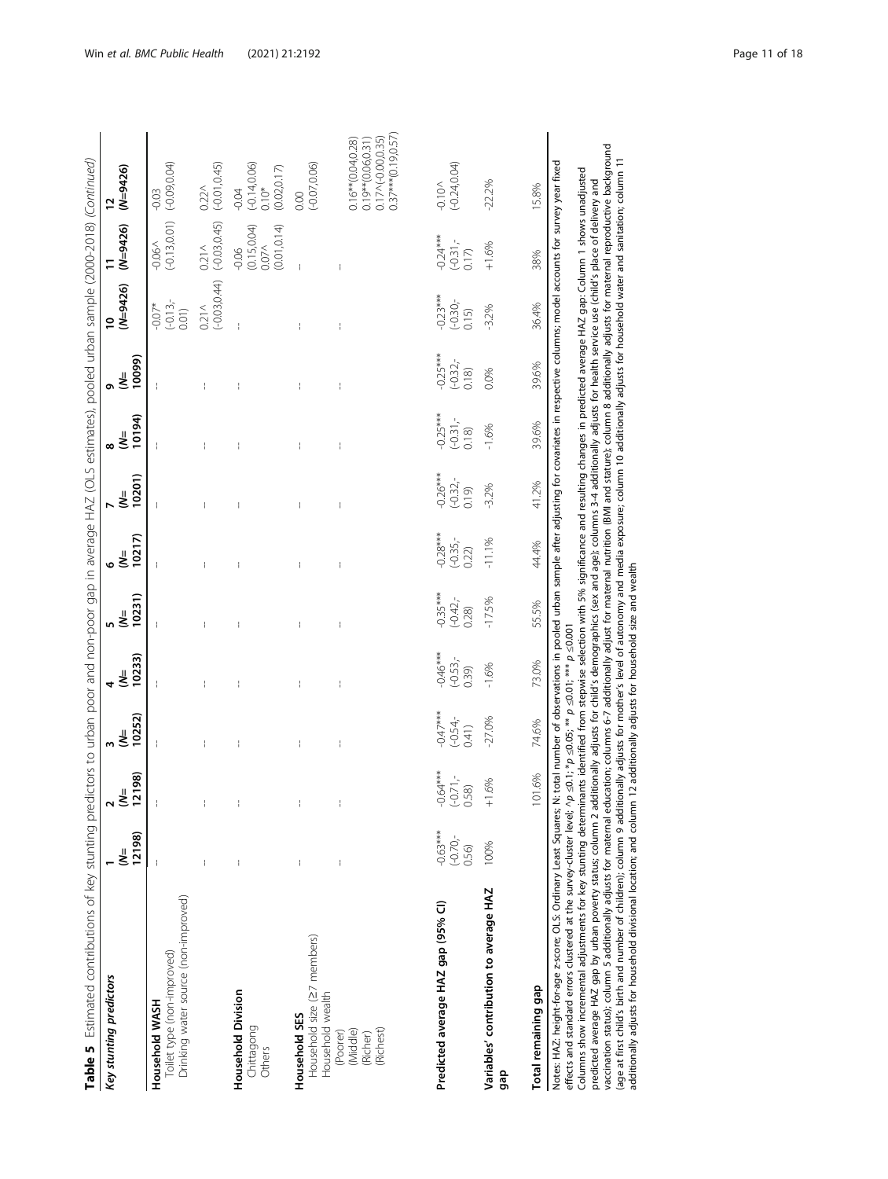**Table 5** Estimated contributions of key stunting predictors to urban poor and non-poor gap in average HAZ (OLS estimates), pooled urban sample (2000-2018) *(Continued)*

| Key stunting predictors | 1 (N=12198) | 2 (N=12198) | 3 (N=10252) | 4 (N=10233) | 5 (N=10231) | 6 (N=10217) | 7 (N=10201) | 8 (N=10194) | 9 (N=10099) | 10 (N=9426) | 11 (N=9426) | 12 (N=9426) |
|---|---|---|---|---|---|---|---|---|---|---|---|---|
| **Household WASH** | | | | | | | | | | | | |
| Toilet type (non-improved) | – | – | – | – | – | – | – | – | – | -0.07* (-0.13,-0.01) | -0.06^ (-0.13,0.01) | -0.03 (-0.09,0.04) |
| Drinking water source (non-improved) | – | – | – | – | – | – | – | – | – | 0.21^ (-0.03,0.44) | 0.21^ (-0.03,0.45) | 0.22^ (-0.01,0.45) |
| **Household Division** | | | | | | | | | | | | |
| Chittagong | – | – | – | – | – | – | – | – | – | – | -0.06 (0.15,0.04) | -0.04 (-0.14,0.06) |
| Others | | | | | | | | | | | 0.07^ (0.01,0.14) | 0.10* (0.02,0.17) |
| **Household SES** | | | | | | | | | | | | |
| Household size (≥7 members) | – | – | – | – | – | – | – | – | – | – | – | 0.00 (-0.07,0.06) |
| Household wealth | – | – | – | – | – | – | – | – | – | – | – | |
| (Poorer) | | | | | | | | | | | | |
| (Middle) | | | | | | | | | | | | 0.16**(0.04,0.28) |
| (Richer) | | | | | | | | | | | | 0.19**(0.06,0.31) |
| (Richest) | | | | | | | | | | | | 0.17^(-0.00,0.35) |
| | | | | | | | | | | | | 0.37***(0.19,0.57) |
| **Predicted average HAZ gap (95% CI)** | -0.63*** (-0.70,-0.56) | -0.64*** (-0.71,-0.58) | -0.47*** (-0.54,-0.41) | -0.46*** (-0.53,-0.39) | -0.35*** (-0.42,-0.28) | -0.28*** (-0.35,-0.22) | -0.26*** (-0.32,-0.19) | -0.25*** (-0.31,-0.18) | -0.25*** (-0.32,-0.18) | -0.23*** (-0.30,-0.15) | -0.24*** (-0.31,-0.17) | -0.10^ (-0.24,0.04) |
| **Variables' contribution to average HAZ gap** | 100% | +1.6% | -27.0% | -1.6% | -17.5% | -11.1% | -3.2% | -1.6% | 0.0% | -3.2% | +1.6% | -22.2% |
| **Total remaining gap** | | 101.6% | 74.6% | 73.0% | 55.5% | 44.4% | 41.2% | 39.6% | 39.6% | 36.4% | 38% | 15.8% |

Notes: HAZ: height-for-age z-score; OLS: Ordinary Least Squares; N: total number of observations in pooled urban sample after adjusting for covariates in respective columns; model accounts for survey year fixed effects and standard errors clustered at the survey-cluster level; ^p ≤0.1; *p ≤0.05; ** p ≤0.01; *** p ≤0.001

Columns show incremental adjustments for key stunting determinants identified from stepwise selection with 5% significance and resulting changes in predicted average HAZ gap; Column 1 shows unadjusted predicted average HAZ gap by urban poverty status; column 2 additionally adjusts for child's demographics (sex and age); columns 3-4 additionally adjusts for health service use (child's place of delivery and vaccination status); column 5 additionally adjusts for maternal education; columns 6-7 additionally adjust for maternal nutrition (BMI and stature); column 8 additionally adjusts for maternal reproductive background (age at first child's birth and number of children); column 9 additionally adjusts for mother's level of autonomy and media exposure; column 10 additionally adjusts for household water and sanitation; column 11 additionally adjusts for household divisional location; and column 12 additionally adjusts for household size and wealth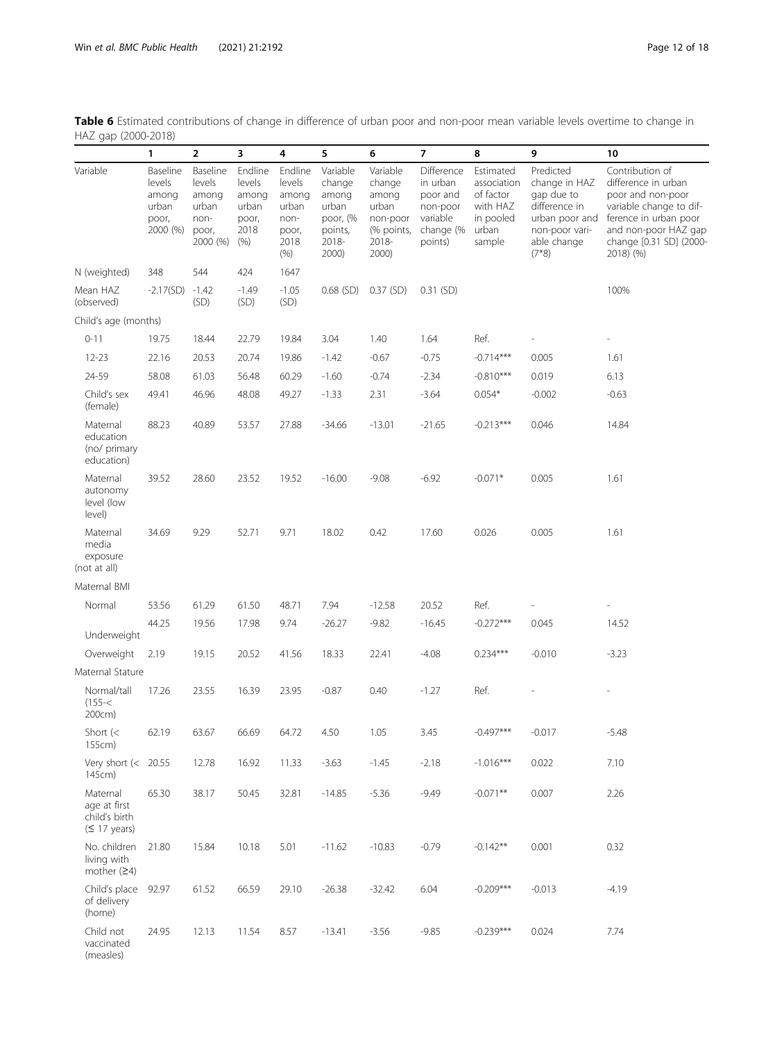**Table 6** Estimated contributions of change in difference of urban poor and non-poor mean variable levels overtime to change in HAZ gap (2000-2018)

| | 1 | 2 | 3 | 4 | 5 | 6 | 7 | 8 | 9 | 10 |
|---|---|---|---|---|---|---|---|---|---|---|
| Variable | Baseline levels among urban poor, 2000 (%) | Baseline levels among urban non-poor, 2000 (%) | Endline levels among urban poor, 2018 (%) | Endline levels among urban non-poor, 2018 (%) | Variable change among urban poor, (% points, 2018-2000) | Variable change among urban non-poor (% points, 2018-2000) | Difference in urban poor and non-poor variable change (% points) | Estimated association of factor with HAZ in pooled urban sample | Predicted change in HAZ gap due to difference in urban poor and non-poor variable change (7*8) | Contribution of difference in urban poor and non-poor variable change to difference in urban poor and non-poor HAZ gap change [0.31 SD] (2000-2018) (%) |
| N (weighted) | 348 | 544 | 424 | 1647 | | | | | | |
| Mean HAZ (observed) | -2.17(SD) | -1.42 (SD) | -1.49 (SD) | -1.05 (SD) | 0.68 (SD) | 0.37 (SD) | 0.31 (SD) | | | 100% |
| Child's age (months) | | | | | | | | | | |
| 0-11 | 19.75 | 18.44 | 22.79 | 19.84 | 3.04 | 1.40 | 1.64 | Ref. | - | - |
| 12-23 | 22.16 | 20.53 | 20.74 | 19.86 | -1.42 | -0.67 | -0.75 | -0.714*** | 0.005 | 1.61 |
| 24-59 | 58.08 | 61.03 | 56.48 | 60.29 | -1.60 | -0.74 | -2.34 | -0.810*** | 0.019 | 6.13 |
| Child's sex (female) | 49.41 | 46.96 | 48.08 | 49.27 | -1.33 | 2.31 | -3.64 | 0.054* | -0.002 | -0.63 |
| Maternal education (no/ primary education) | 88.23 | 40.89 | 53.57 | 27.88 | -34.66 | -13.01 | -21.65 | -0.213*** | 0.046 | 14.84 |
| Maternal autonomy level (low level) | 39.52 | 28.60 | 23.52 | 19.52 | -16.00 | -9.08 | -6.92 | -0.071* | 0.005 | 1.61 |
| Maternal media exposure (not at all) | 34.69 | 9.29 | 52.71 | 9.71 | 18.02 | 0.42 | 17.60 | 0.026 | 0.005 | 1.61 |
| Maternal BMI | | | | | | | | | | |
| Normal | 53.56 | 61.29 | 61.50 | 48.71 | 7.94 | -12.58 | 20.52 | Ref. | - | - |
| Underweight | 44.25 | 19.56 | 17.98 | 9.74 | -26.27 | -9.82 | -16.45 | -0.272*** | 0.045 | 14.52 |
| Overweight | 2.19 | 19.15 | 20.52 | 41.56 | 18.33 | 22.41 | -4.08 | 0.234*** | -0.010 | -3.23 |
| Maternal Stature | | | | | | | | | | |
| Normal/tall (155-< 200cm) | 17.26 | 23.55 | 16.39 | 23.95 | -0.87 | 0.40 | -1.27 | Ref. | - | - |
| Short (< 155cm) | 62.19 | 63.67 | 66.69 | 64.72 | 4.50 | 1.05 | 3.45 | -0.497*** | -0.017 | -5.48 |
| Very short (< 145cm) | 20.55 | 12.78 | 16.92 | 11.33 | -3.63 | -1.45 | -2.18 | -1.016*** | 0.022 | 7.10 |
| Maternal age at first child's birth (≤ 17 years) | 65.30 | 38.17 | 50.45 | 32.81 | -14.85 | -5.36 | -9.49 | -0.071** | 0.007 | 2.26 |
| No. children living with mother (≥4) | 21.80 | 15.84 | 10.18 | 5.01 | -11.62 | -10.83 | -0.79 | -0.142** | 0.001 | 0.32 |
| Child's place of delivery (home) | 92.97 | 61.52 | 66.59 | 29.10 | -26.38 | -32.42 | 6.04 | -0.209*** | -0.013 | -4.19 |
| Child not vaccinated (measles) | 24.95 | 12.13 | 11.54 | 8.57 | -13.41 | -3.56 | -9.85 | -0.239*** | 0.024 | 7.74 |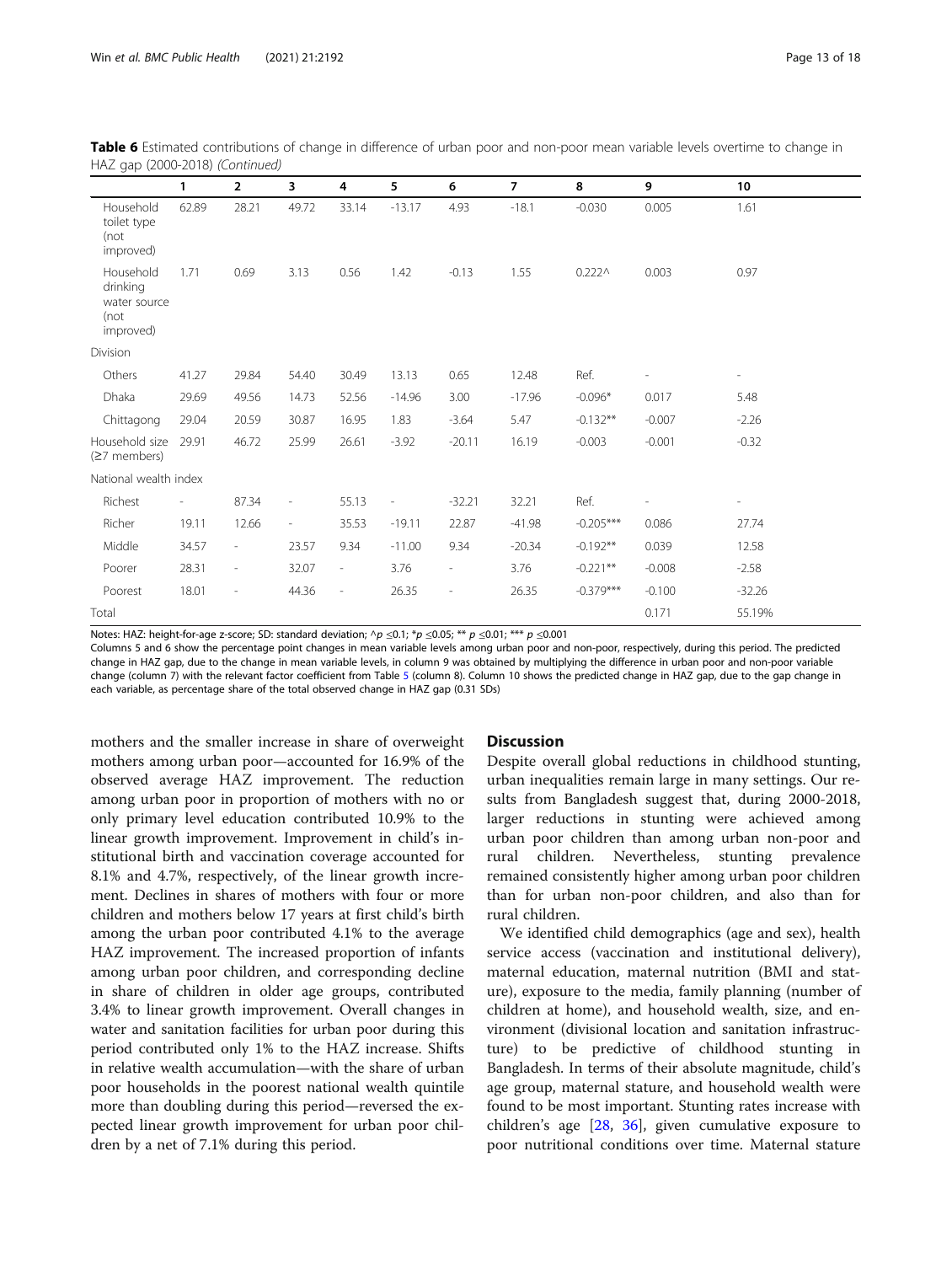**Table 6** Estimated contributions of change in difference of urban poor and non-poor mean variable levels overtime to change in HAZ gap (2000-2018) *(Continued)*

| | 1 | 2 | 3 | 4 | 5 | 6 | 7 | 8 | 9 | 10 |
|---|---|---|---|---|---|---|---|---|---|---|
| Household toilet type (not improved) | 62.89 | 28.21 | 49.72 | 33.14 | -13.17 | 4.93 | -18.1 | -0.030 | 0.005 | 1.61 |
| Household drinking water source (not improved) | 1.71 | 0.69 | 3.13 | 0.56 | 1.42 | -0.13 | 1.55 | 0.222^ | 0.003 | 0.97 |
| Division | | | | | | | | | | |
| Others | 41.27 | 29.84 | 54.40 | 30.49 | 13.13 | 0.65 | 12.48 | Ref. | - | - |
| Dhaka | 29.69 | 49.56 | 14.73 | 52.56 | -14.96 | 3.00 | -17.96 | -0.096* | 0.017 | 5.48 |
| Chittagong | 29.04 | 20.59 | 30.87 | 16.95 | 1.83 | -3.64 | 5.47 | -0.132** | -0.007 | -2.26 |
| Household size (≥7 members) | 29.91 | 46.72 | 25.99 | 26.61 | -3.92 | -20.11 | 16.19 | -0.003 | -0.001 | -0.32 |
| National wealth index | | | | | | | | | | |
| Richest | - | 87.34 | - | 55.13 | - | -32.21 | 32.21 | Ref. | - | - |
| Richer | 19.11 | 12.66 | - | 35.53 | -19.11 | 22.87 | -41.98 | -0.205*** | 0.086 | 27.74 |
| Middle | 34.57 | - | 23.57 | 9.34 | -11.00 | 9.34 | -20.34 | -0.192** | 0.039 | 12.58 |
| Poorer | 28.31 | - | 32.07 | - | 3.76 | - | 3.76 | -0.221** | -0.008 | -2.58 |
| Poorest | 18.01 | - | 44.36 | - | 26.35 | - | 26.35 | -0.379*** | -0.100 | -32.26 |
| Total | | | | | | | | | 0.171 | 55.19% |

Notes: HAZ: height-for-age z-score; SD: standard deviation; ^p ≤0.1; *p ≤0.05; ** p ≤0.01; *** p ≤0.001
Columns 5 and 6 show the percentage point changes in mean variable levels among urban poor and non-poor, respectively, during this period. The predicted change in HAZ gap, due to the change in mean variable levels, in column 9 was obtained by multiplying the difference in urban poor and non-poor variable change (column 7) with the relevant factor coefficient from Table 5 (column 8). Column 10 shows the predicted change in HAZ gap, due to the gap change in each variable, as percentage share of the total observed change in HAZ gap (0.31 SDs)

mothers and the smaller increase in share of overweight mothers among urban poor—accounted for 16.9% of the observed average HAZ improvement. The reduction among urban poor in proportion of mothers with no or only primary level education contributed 10.9% to the linear growth improvement. Improvement in child's institutional birth and vaccination coverage accounted for 8.1% and 4.7%, respectively, of the linear growth increment. Declines in shares of mothers with four or more children and mothers below 17 years at first child's birth among the urban poor contributed 4.1% to the average HAZ improvement. The increased proportion of infants among urban poor children, and corresponding decline in share of children in older age groups, contributed 3.4% to linear growth improvement. Overall changes in water and sanitation facilities for urban poor during this period contributed only 1% to the HAZ increase. Shifts in relative wealth accumulation—with the share of urban poor households in the poorest national wealth quintile more than doubling during this period—reversed the expected linear growth improvement for urban poor children by a net of 7.1% during this period.

## Discussion

Despite overall global reductions in childhood stunting, urban inequalities remain large in many settings. Our results from Bangladesh suggest that, during 2000-2018, larger reductions in stunting were achieved among urban poor children than among urban non-poor and rural children. Nevertheless, stunting prevalence remained consistently higher among urban poor children than for urban non-poor children, and also than for rural children.

We identified child demographics (age and sex), health service access (vaccination and institutional delivery), maternal education, maternal nutrition (BMI and stature), exposure to the media, family planning (number of children at home), and household wealth, size, and environment (divisional location and sanitation infrastructure) to be predictive of childhood stunting in Bangladesh. In terms of their absolute magnitude, child's age group, maternal stature, and household wealth were found to be most important. Stunting rates increase with children's age [28, 36], given cumulative exposure to poor nutritional conditions over time. Maternal stature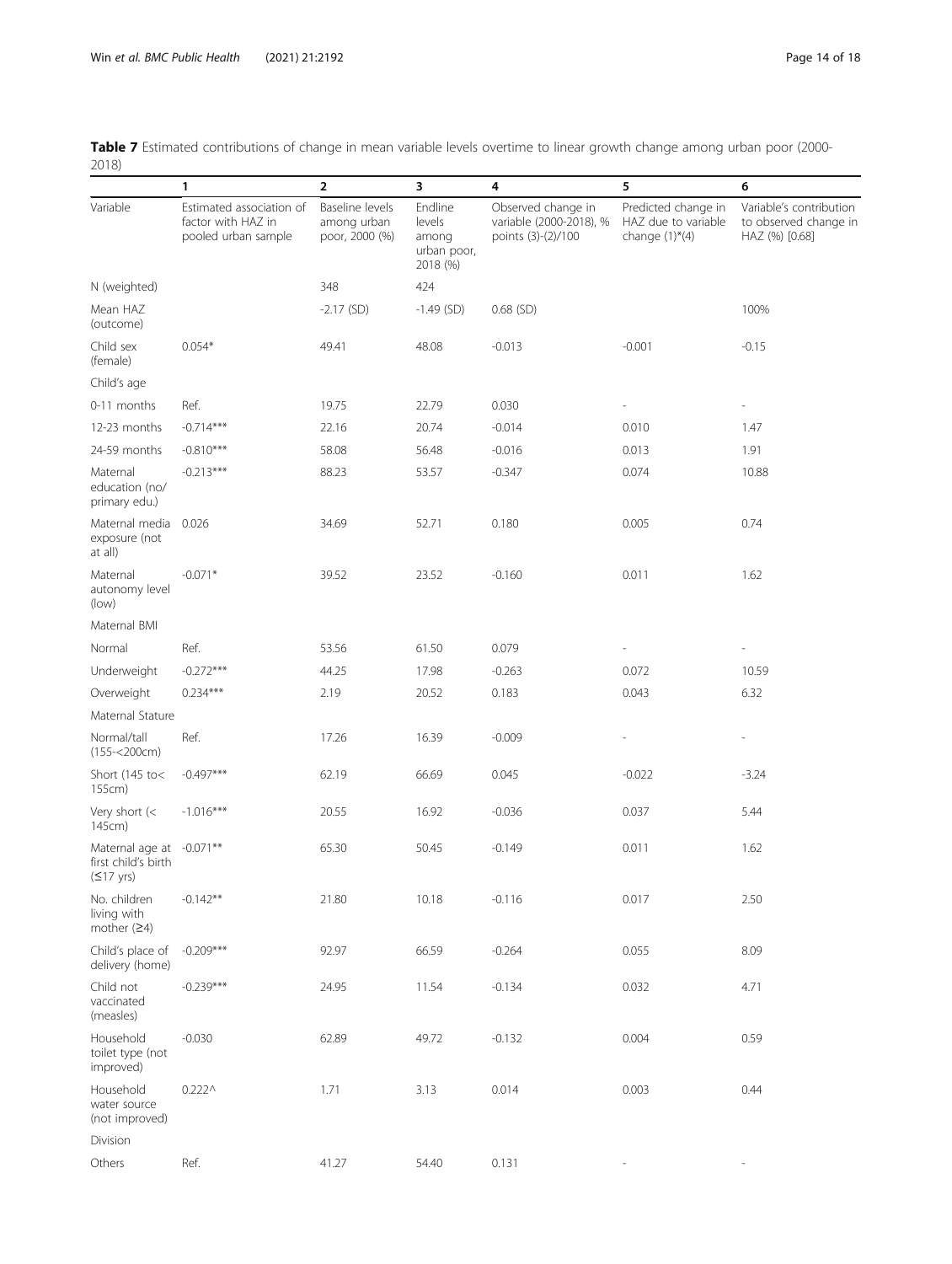**Table 7** Estimated contributions of change in mean variable levels overtime to linear growth change among urban poor (2000-2018)

| | 1 | 2 | 3 | 4 | 5 | 6 |
|---|---|---|---|---|---|---|
| Variable | Estimated association of factor with HAZ in pooled urban sample | Baseline levels among urban poor, 2000 (%) | Endline levels among urban poor, 2018 (%) | Observed change in variable (2000-2018), % points (3)-(2)/100 | Predicted change in HAZ due to variable change (1)*(4) | Variable's contribution to observed change in HAZ (%) [0.68] |
| N (weighted) | | 348 | 424 | | | |
| Mean HAZ (outcome) | | -2.17 (SD) | -1.49 (SD) | 0.68 (SD) | | 100% |
| Child sex (female) | 0.054* | 49.41 | 48.08 | -0.013 | -0.001 | -0.15 |
| Child's age | | | | | | |
| 0-11 months | Ref. | 19.75 | 22.79 | 0.030 | - | - |
| 12-23 months | -0.714*** | 22.16 | 20.74 | -0.014 | 0.010 | 1.47 |
| 24-59 months | -0.810*** | 58.08 | 56.48 | -0.016 | 0.013 | 1.91 |
| Maternal education (no/ primary edu.) | -0.213*** | 88.23 | 53.57 | -0.347 | 0.074 | 10.88 |
| Maternal media exposure (not at all) | 0.026 | 34.69 | 52.71 | 0.180 | 0.005 | 0.74 |
| Maternal autonomy level (low) | -0.071* | 39.52 | 23.52 | -0.160 | 0.011 | 1.62 |
| Maternal BMI | | | | | | |
| Normal | Ref. | 53.56 | 61.50 | 0.079 | - | - |
| Underweight | -0.272*** | 44.25 | 17.98 | -0.263 | 0.072 | 10.59 |
| Overweight | 0.234*** | 2.19 | 20.52 | 0.183 | 0.043 | 6.32 |
| Maternal Stature | | | | | | |
| Normal/tall (155-<200cm) | Ref. | 17.26 | 16.39 | -0.009 | - | - |
| Short (145 to< 155cm) | -0.497*** | 62.19 | 66.69 | 0.045 | -0.022 | -3.24 |
| Very short (< 145cm) | -1.016*** | 20.55 | 16.92 | -0.036 | 0.037 | 5.44 |
| Maternal age at first child's birth (≤17 yrs) | -0.071** | 65.30 | 50.45 | -0.149 | 0.011 | 1.62 |
| No. children living with mother (≥4) | -0.142** | 21.80 | 10.18 | -0.116 | 0.017 | 2.50 |
| Child's place of delivery (home) | -0.209*** | 92.97 | 66.59 | -0.264 | 0.055 | 8.09 |
| Child not vaccinated (measles) | -0.239*** | 24.95 | 11.54 | -0.134 | 0.032 | 4.71 |
| Household toilet type (not improved) | -0.030 | 62.89 | 49.72 | -0.132 | 0.004 | 0.59 |
| Household water source (not improved) | 0.222^ | 1.71 | 3.13 | 0.014 | 0.003 | 0.44 |
| Division | | | | | | |
| Others | Ref. | 41.27 | 54.40 | 0.131 | - | - |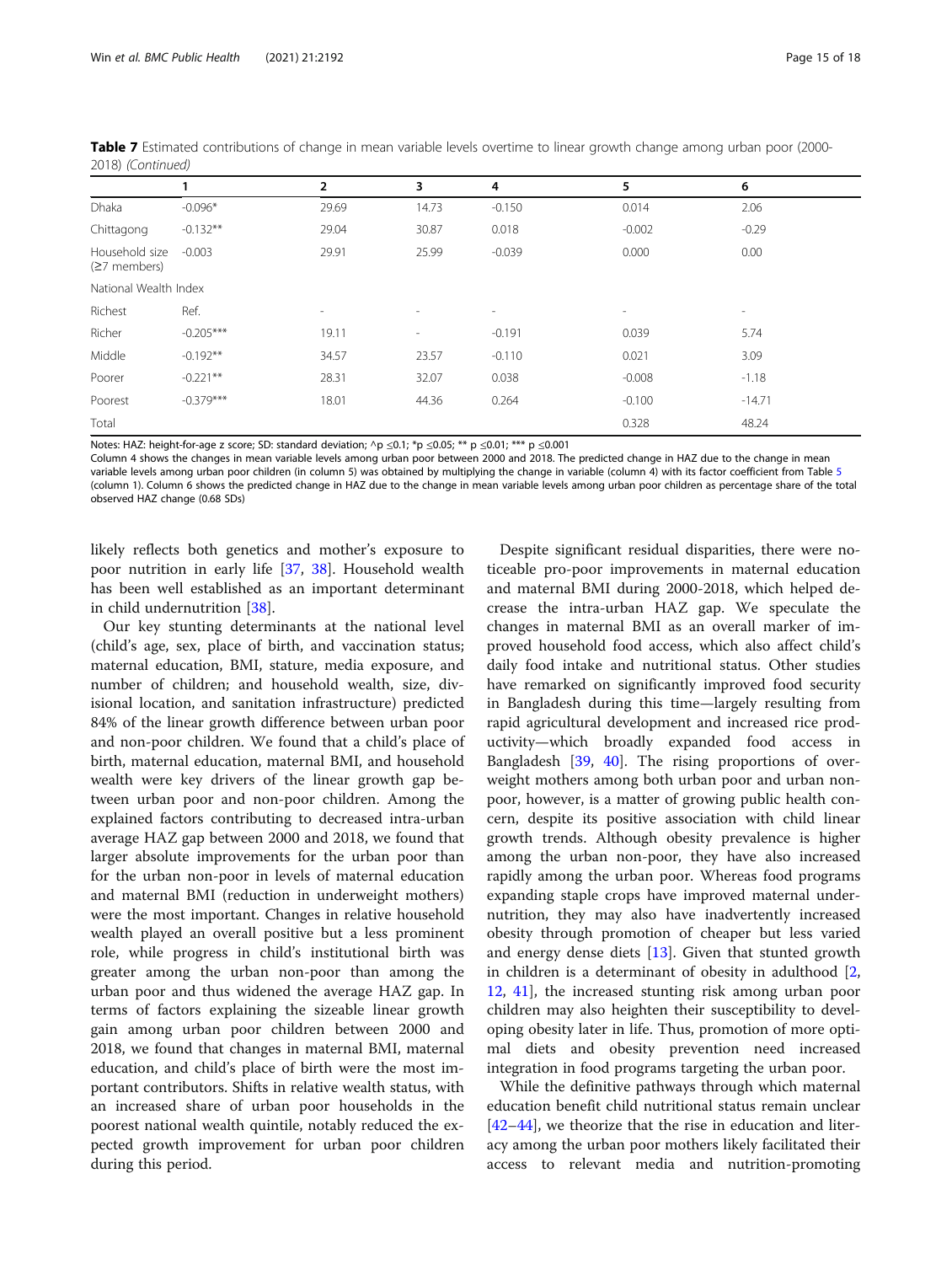**Table 7** Estimated contributions of change in mean variable levels overtime to linear growth change among urban poor (2000-2018) *(Continued)*

| | 1 | 2 | 3 | 4 | 5 | 6 |
|---|---|---|---|---|---|---|
| Dhaka | -0.096* | 29.69 | 14.73 | -0.150 | 0.014 | 2.06 |
| Chittagong | -0.132** | 29.04 | 30.87 | 0.018 | -0.002 | -0.29 |
| Household size (≥7 members) | -0.003 | 29.91 | 25.99 | -0.039 | 0.000 | 0.00 |
| National Wealth Index | | | | | | |
| Richest | Ref. | - | - | - | - | - |
| Richer | -0.205*** | 19.11 | - | -0.191 | 0.039 | 5.74 |
| Middle | -0.192** | 34.57 | 23.57 | -0.110 | 0.021 | 3.09 |
| Poorer | -0.221** | 28.31 | 32.07 | 0.038 | -0.008 | -1.18 |
| Poorest | -0.379*** | 18.01 | 44.36 | 0.264 | -0.100 | -14.71 |
| Total | | | | | 0.328 | 48.24 |

Notes: HAZ: height-for-age z score; SD: standard deviation; ^p ≤0.1; *p ≤0.05; ** p ≤0.01; *** p ≤0.001
Column 4 shows the changes in mean variable levels among urban poor between 2000 and 2018. The predicted change in HAZ due to the change in mean variable levels among urban poor children (in column 5) was obtained by multiplying the change in variable (column 4) with its factor coefficient from Table 5 (column 1). Column 6 shows the predicted change in HAZ due to the change in mean variable levels among urban poor children as percentage share of the total observed HAZ change (0.68 SDs)

likely reflects both genetics and mother's exposure to poor nutrition in early life [37, 38]. Household wealth has been well established as an important determinant in child undernutrition [38].

Our key stunting determinants at the national level (child's age, sex, place of birth, and vaccination status; maternal education, BMI, stature, media exposure, and number of children; and household wealth, size, divisional location, and sanitation infrastructure) predicted 84% of the linear growth difference between urban poor and non-poor children. We found that a child's place of birth, maternal education, maternal BMI, and household wealth were key drivers of the linear growth gap between urban poor and non-poor children. Among the explained factors contributing to decreased intra-urban average HAZ gap between 2000 and 2018, we found that larger absolute improvements for the urban poor than for the urban non-poor in levels of maternal education and maternal BMI (reduction in underweight mothers) were the most important. Changes in relative household wealth played an overall positive but a less prominent role, while progress in child's institutional birth was greater among the urban non-poor than among the urban poor and thus widened the average HAZ gap. In terms of factors explaining the sizeable linear growth gain among urban poor children between 2000 and 2018, we found that changes in maternal BMI, maternal education, and child's place of birth were the most important contributors. Shifts in relative wealth status, with an increased share of urban poor households in the poorest national wealth quintile, notably reduced the expected growth improvement for urban poor children during this period.

Despite significant residual disparities, there were noticeable pro-poor improvements in maternal education and maternal BMI during 2000-2018, which helped decrease the intra-urban HAZ gap. We speculate the changes in maternal BMI as an overall marker of improved household food access, which also affect child's daily food intake and nutritional status. Other studies have remarked on significantly improved food security in Bangladesh during this time—largely resulting from rapid agricultural development and increased rice productivity—which broadly expanded food access in Bangladesh [39, 40]. The rising proportions of overweight mothers among both urban poor and urban non-poor, however, is a matter of growing public health concern, despite its positive association with child linear growth trends. Although obesity prevalence is higher among the urban non-poor, they have also increased rapidly among the urban poor. Whereas food programs expanding staple crops have improved maternal undernutrition, they may also have inadvertently increased obesity through promotion of cheaper but less varied and energy dense diets [13]. Given that stunted growth in children is a determinant of obesity in adulthood [2, 12, 41], the increased stunting risk among urban poor children may also heighten their susceptibility to developing obesity later in life. Thus, promotion of more optimal diets and obesity prevention need increased integration in food programs targeting the urban poor.

While the definitive pathways through which maternal education benefit child nutritional status remain unclear [42–44], we theorize that the rise in education and literacy among the urban poor mothers likely facilitated their access to relevant media and nutrition-promoting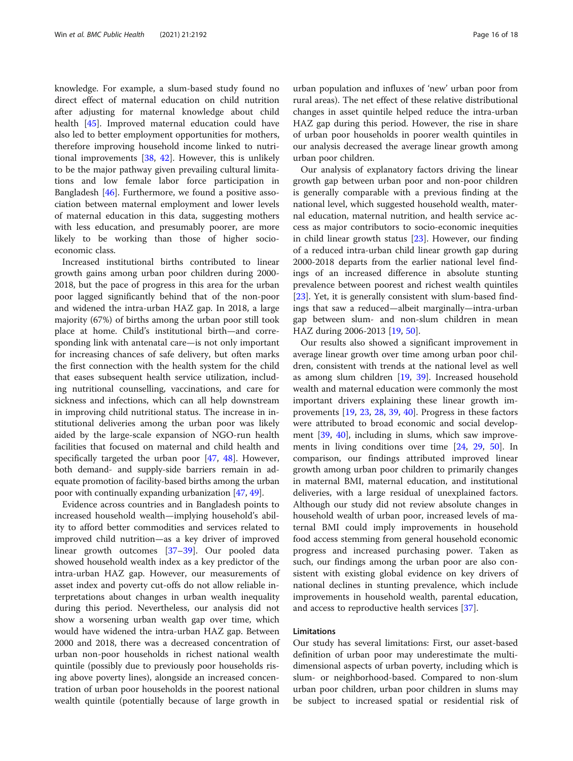knowledge. For example, a slum-based study found no direct effect of maternal education on child nutrition after adjusting for maternal knowledge about child health [45]. Improved maternal education could have also led to better employment opportunities for mothers, therefore improving household income linked to nutritional improvements [38, 42]. However, this is unlikely to be the major pathway given prevailing cultural limitations and low female labor force participation in Bangladesh [46]. Furthermore, we found a positive association between maternal employment and lower levels of maternal education in this data, suggesting mothers with less education, and presumably poorer, are more likely to be working than those of higher socio-economic class.

Increased institutional births contributed to linear growth gains among urban poor children during 2000-2018, but the pace of progress in this area for the urban poor lagged significantly behind that of the non-poor and widened the intra-urban HAZ gap. In 2018, a large majority (67%) of births among the urban poor still took place at home. Child's institutional birth—and corresponding link with antenatal care—is not only important for increasing chances of safe delivery, but often marks the first connection with the health system for the child that eases subsequent health service utilization, including nutritional counselling, vaccinations, and care for sickness and infections, which can all help downstream in improving child nutritional status. The increase in institutional deliveries among the urban poor was likely aided by the large-scale expansion of NGO-run health facilities that focused on maternal and child health and specifically targeted the urban poor [47, 48]. However, both demand- and supply-side barriers remain in adequate promotion of facility-based births among the urban poor with continually expanding urbanization [47, 49].

Evidence across countries and in Bangladesh points to increased household wealth—implying household's ability to afford better commodities and services related to improved child nutrition—as a key driver of improved linear growth outcomes [37–39]. Our pooled data showed household wealth index as a key predictor of the intra-urban HAZ gap. However, our measurements of asset index and poverty cut-offs do not allow reliable interpretations about changes in urban wealth inequality during this period. Nevertheless, our analysis did not show a worsening urban wealth gap over time, which would have widened the intra-urban HAZ gap. Between 2000 and 2018, there was a decreased concentration of urban non-poor households in richest national wealth quintile (possibly due to previously poor households rising above poverty lines), alongside an increased concentration of urban poor households in the poorest national wealth quintile (potentially because of large growth in urban population and influxes of 'new' urban poor from rural areas). The net effect of these relative distributional changes in asset quintile helped reduce the intra-urban HAZ gap during this period. However, the rise in share of urban poor households in poorer wealth quintiles in our analysis decreased the average linear growth among urban poor children.

Our analysis of explanatory factors driving the linear growth gap between urban poor and non-poor children is generally comparable with a previous finding at the national level, which suggested household wealth, maternal education, maternal nutrition, and health service access as major contributors to socio-economic inequities in child linear growth status [23]. However, our finding of a reduced intra-urban child linear growth gap during 2000-2018 departs from the earlier national level findings of an increased difference in absolute stunting prevalence between poorest and richest wealth quintiles [23]. Yet, it is generally consistent with slum-based findings that saw a reduced—albeit marginally—intra-urban gap between slum- and non-slum children in mean HAZ during 2006-2013 [19, 50].

Our results also showed a significant improvement in average linear growth over time among urban poor children, consistent with trends at the national level as well as among slum children [19, 39]. Increased household wealth and maternal education were commonly the most important drivers explaining these linear growth improvements [19, 23, 28, 39, 40]. Progress in these factors were attributed to broad economic and social development [39, 40], including in slums, which saw improvements in living conditions over time [24, 29, 50]. In comparison, our findings attributed improved linear growth among urban poor children to primarily changes in maternal BMI, maternal education, and institutional deliveries, with a large residual of unexplained factors. Although our study did not review absolute changes in household wealth of urban poor, increased levels of maternal BMI could imply improvements in household food access stemming from general household economic progress and increased purchasing power. Taken as such, our findings among the urban poor are also consistent with existing global evidence on key drivers of national declines in stunting prevalence, which include improvements in household wealth, parental education, and access to reproductive health services [37].

## Limitations

Our study has several limitations: First, our asset-based definition of urban poor may underestimate the multi-dimensional aspects of urban poverty, including which is slum- or neighborhood-based. Compared to non-slum urban poor children, urban poor children in slums may be subject to increased spatial or residential risk of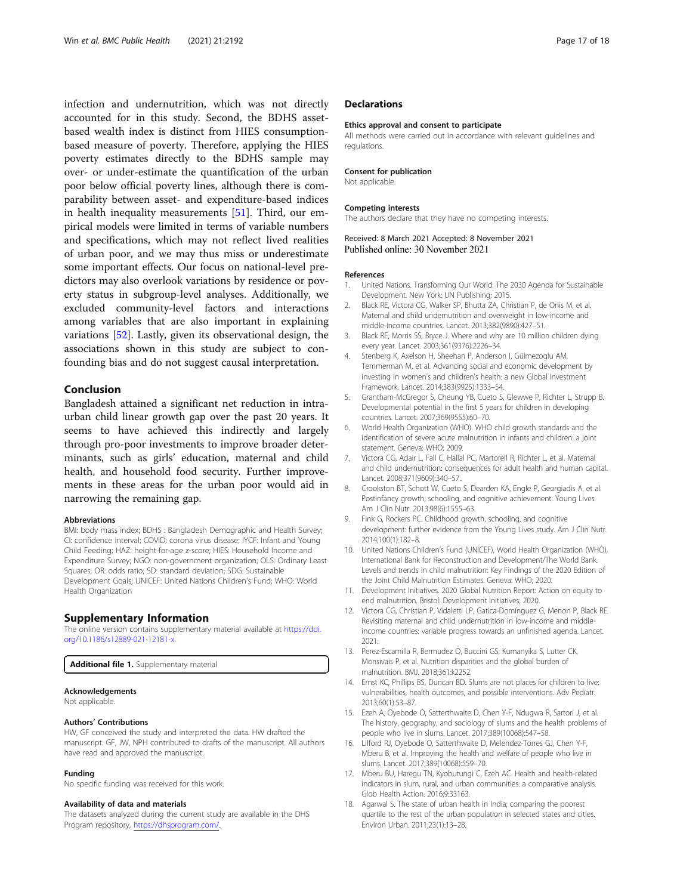infection and undernutrition, which was not directly accounted for in this study. Second, the BDHS asset-based wealth index is distinct from HIES consumption-based measure of poverty. Therefore, applying the HIES poverty estimates directly to the BDHS sample may over- or under-estimate the quantification of the urban poor below official poverty lines, although there is comparability between asset- and expenditure-based indices in health inequality measurements [51]. Third, our empirical models were limited in terms of variable numbers and specifications, which may not reflect lived realities of urban poor, and we may thus miss or underestimate some important effects. Our focus on national-level predictors may also overlook variations by residence or poverty status in subgroup-level analyses. Additionally, we excluded community-level factors and interactions among variables that are also important in explaining variations [52]. Lastly, given its observational design, the associations shown in this study are subject to confounding bias and do not suggest causal interpretation.

## Conclusion

Bangladesh attained a significant net reduction in intra-urban child linear growth gap over the past 20 years. It seems to have achieved this indirectly and largely through pro-poor investments to improve broader determinants, such as girls' education, maternal and child health, and household food security. Further improvements in these areas for the urban poor would aid in narrowing the remaining gap.

#### Abbreviations

BMI: body mass index; BDHS : Bangladesh Demographic and Health Survey; CI: confidence interval; COVID: corona virus disease; IYCF: Infant and Young Child Feeding; HAZ: height-for-age z-score; HIES: Household Income and Expenditure Survey; NGO: non-government organization; OLS: Ordinary Least Squares; OR: odds ratio; SD: standard deviation; SDG: Sustainable Development Goals; UNICEF: United Nations Children's Fund; WHO: World Health Organization

## Supplementary Information

The online version contains supplementary material available at https://doi.org/10.1186/s12889-021-12181-x.

**Additional file 1.** Supplementary material

#### Acknowledgements

Not applicable.

#### Authors' Contributions

HW, GF conceived the study and interpreted the data. HW drafted the manuscript. GF, JW, NPH contributed to drafts of the manuscript. All authors have read and approved the manuscript.

#### Funding

No specific funding was received for this work.

#### Availability of data and materials

The datasets analyzed during the current study are available in the DHS Program repository, https://dhsprogram.com/.

## Declarations

#### Ethics approval and consent to participate

All methods were carried out in accordance with relevant guidelines and regulations.

#### Consent for publication

Not applicable.

#### Competing interests

The authors declare that they have no competing interests.

Received: 8 March 2021 Accepted: 8 November 2021
Published online: 30 November 2021

#### References

1. United Nations. Transforming Our World: The 2030 Agenda for Sustainable Development. New York: UN Publishing; 2015.
2. Black RE, Victora CG, Walker SP, Bhutta ZA, Christian P, de Onis M, et al. Maternal and child undernutrition and overweight in low-income and middle-income countries. Lancet. 2013;382(9890):427–51.
3. Black RE, Morris SS, Bryce J. Where and why are 10 million children dying every year. Lancet. 2003;361(9376):2226–34.
4. Stenberg K, Axelson H, Sheehan P, Anderson I, Gülmezoglu AM, Temmerman M, et al. Advancing social and economic development by investing in women's and children's health: a new Global Investment Framework. Lancet. 2014;383(9925):1333–54.
5. Grantham-McGregor S, Cheung YB, Cueto S, Glewwe P, Richter L, Strupp B. Developmental potential in the first 5 years for children in developing countries. Lancet. 2007;369(9555):60–70.
6. World Health Organization (WHO). WHO child growth standards and the identification of severe acute malnutrition in infants and children: a joint statement. Geneva: WHO; 2009.
7. Victora CG, Adair L, Fall C, Hallal PC, Martorell R, Richter L, et al. Maternal and child undernutrition: consequences for adult health and human capital. Lancet. 2008;371(9609):340–57.
8. Crookston BT, Schott W, Cueto S, Dearden KA, Engle P, Georgiadis A, et al. Postinfancy growth, schooling, and cognitive achievement: Young Lives. Am J Clin Nutr. 2013;98(6):1555–63.
9. Fink G, Rockers PC. Childhood growth, schooling, and cognitive development: further evidence from the Young Lives study. Am J Clin Nutr. 2014;100(1):182–8.
10. United Nations Children's Fund (UNICEF), World Health Organization (WHO), International Bank for Reconstruction and Development/The World Bank. Levels and trends in child malnutrition: Key Findings of the 2020 Edition of the Joint Child Malnutrition Estimates. Geneva: WHO; 2020.
11. Development Initiatives. 2020 Global Nutrition Report: Action on equity to end malnutrition. Bristol: Development Initiatives; 2020.
12. Victora CG, Christian P, Vidaletti LP, Gatica-Domínguez G, Menon P, Black RE. Revisiting maternal and child undernutrition in low-income and middle-income countries: variable progress towards an unfinished agenda. Lancet. 2021.
13. Perez-Escamilla R, Bermudez O, Buccini GS, Kumanyika S, Lutter CK, Monsivais P, et al. Nutrition disparities and the global burden of malnutrition. BMJ. 2018;361:k2252.
14. Ernst KC, Phillips BS, Duncan BD. Slums are not places for children to live: vulnerabilities, health outcomes, and possible interventions. Adv Pediatr. 2013;60(1):53–87.
15. Ezeh A, Oyebode O, Satterthwaite D, Chen Y-F, Ndugwa R, Sartori J, et al. The history, geography, and sociology of slums and the health problems of people who live in slums. Lancet. 2017;389(10068):547–58.
16. Lilford RJ, Oyebode O, Satterthwaite D, Melendez-Torres GJ, Chen Y-F, Mberu B, et al. Improving the health and welfare of people who live in slums. Lancet. 2017;389(10068):559–70.
17. Mberu BU, Haregu TN, Kyobutungi C, Ezeh AC. Health and health-related indicators in slum, rural, and urban communities: a comparative analysis. Glob Health Action. 2016;9:33163.
18. Agarwal S. The state of urban health in India; comparing the poorest quartile to the rest of the urban population in selected states and cities. Environ Urban. 2011;23(1):13–28.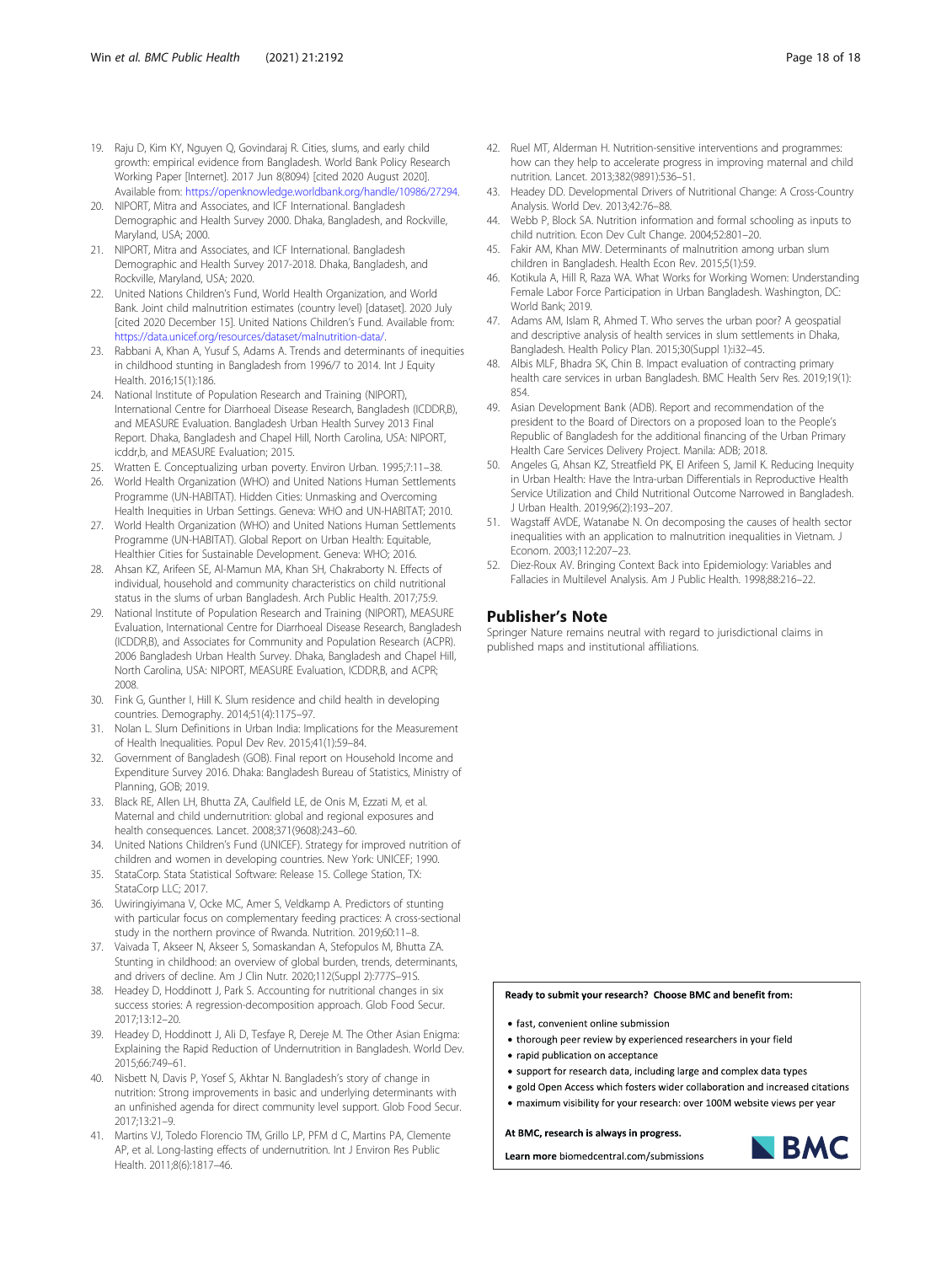19. Raju D, Kim KY, Nguyen Q, Govindaraj R. Cities, slums, and early child growth: empirical evidence from Bangladesh. World Bank Policy Research Working Paper [Internet]. 2017 Jun 8(8094) [cited 2020 August 2020]. Available from: https://openknowledge.worldbank.org/handle/10986/27294.
20. NIPORT, Mitra and Associates, and ICF International. Bangladesh Demographic and Health Survey 2000. Dhaka, Bangladesh, and Rockville, Maryland, USA; 2000.
21. NIPORT, Mitra and Associates, and ICF International. Bangladesh Demographic and Health Survey 2017-2018. Dhaka, Bangladesh, and Rockville, Maryland, USA; 2020.
22. United Nations Children's Fund, World Health Organization, and World Bank. Joint child malnutrition estimates (country level) [dataset]. 2020 July [cited 2020 December 15]. United Nations Children's Fund. Available from: https://data.unicef.org/resources/dataset/malnutrition-data/.
23. Rabbani A, Khan A, Yusuf S, Adams A. Trends and determinants of inequities in childhood stunting in Bangladesh from 1996/7 to 2014. Int J Equity Health. 2016;15(1):186.
24. National Institute of Population Research and Training (NIPORT), International Centre for Diarrhoeal Disease Research, Bangladesh (ICDDR,B), and MEASURE Evaluation. Bangladesh Urban Health Survey 2013 Final Report. Dhaka, Bangladesh and Chapel Hill, North Carolina, USA: NIPORT, icddr,b, and MEASURE Evaluation; 2015.
25. Wratten E. Conceptualizing urban poverty. Environ Urban. 1995;7:11–38.
26. World Health Organization (WHO) and United Nations Human Settlements Programme (UN-HABITAT). Hidden Cities: Unmasking and Overcoming Health Inequities in Urban Settings. Geneva: WHO and UN-HABITAT; 2010.
27. World Health Organization (WHO) and United Nations Human Settlements Programme (UN-HABITAT). Global Report on Urban Health: Equitable, Healthier Cities for Sustainable Development. Geneva: WHO; 2016.
28. Ahsan KZ, Arifeen SE, Al-Mamun MA, Khan SH, Chakraborty N. Effects of individual, household and community characteristics on child nutritional status in the slums of urban Bangladesh. Arch Public Health. 2017;75:9.
29. National Institute of Population Research and Training (NIPORT), MEASURE Evaluation, International Centre for Diarrhoeal Disease Research, Bangladesh (ICDDR,B), and Associates for Community and Population Research (ACPR). 2006 Bangladesh Urban Health Survey. Dhaka, Bangladesh and Chapel Hill, North Carolina, USA: NIPORT, MEASURE Evaluation, ICDDR,B, and ACPR; 2008.
30. Fink G, Gunther I, Hill K. Slum residence and child health in developing countries. Demography. 2014;51(4):1175–97.
31. Nolan L. Slum Definitions in Urban India: Implications for the Measurement of Health Inequalities. Popul Dev Rev. 2015;41(1):59–84.
32. Government of Bangladesh (GOB). Final report on Household Income and Expenditure Survey 2016. Dhaka: Bangladesh Bureau of Statistics, Ministry of Planning, GOB; 2019.
33. Black RE, Allen LH, Bhutta ZA, Caulfield LE, de Onis M, Ezzati M, et al. Maternal and child undernutrition: global and regional exposures and health consequences. Lancet. 2008;371(9608):243–60.
34. United Nations Children's Fund (UNICEF). Strategy for improved nutrition of children and women in developing countries. New York: UNICEF; 1990.
35. StataCorp. Stata Statistical Software: Release 15. College Station, TX: StataCorp LLC; 2017.
36. Uwiringiyimana V, Ocke MC, Amer S, Veldkamp A. Predictors of stunting with particular focus on complementary feeding practices: A cross-sectional study in the northern province of Rwanda. Nutrition. 2019;60:11–8.
37. Vaivada T, Akseer N, Akseer S, Somaskandan A, Stefopulos M, Bhutta ZA. Stunting in childhood: an overview of global burden, trends, determinants, and drivers of decline. Am J Clin Nutr. 2020;112(Suppl 2):777S–91S.
38. Headey D, Hoddinott J, Park S. Accounting for nutritional changes in six success stories: A regression-decomposition approach. Glob Food Secur. 2017;13:12–20.
39. Headey D, Hoddinott J, Ali D, Tesfaye R, Dereje M. The Other Asian Enigma: Explaining the Rapid Reduction of Undernutrition in Bangladesh. World Dev. 2015;66:749–61.
40. Nisbett N, Davis P, Yosef S, Akhtar N. Bangladesh's story of change in nutrition: Strong improvements in basic and underlying determinants with an unfinished agenda for direct community level support. Glob Food Secur. 2017;13:21–9.
41. Martins VJ, Toledo Florencio TM, Grillo LP, PFM d C, Martins PA, Clemente AP, et al. Long-lasting effects of undernutrition. Int J Environ Res Public Health. 2011;8(6):1817–46.
42. Ruel MT, Alderman H. Nutrition-sensitive interventions and programmes: how can they help to accelerate progress in improving maternal and child nutrition. Lancet. 2013;382(9891):536–51.
43. Headey DD. Developmental Drivers of Nutritional Change: A Cross-Country Analysis. World Dev. 2013;42:76–88.
44. Webb P, Block SA. Nutrition information and formal schooling as inputs to child nutrition. Econ Dev Cult Change. 2004;52:801–20.
45. Fakir AM, Khan MW. Determinants of malnutrition among urban slum children in Bangladesh. Health Econ Rev. 2015;5(1):59.
46. Kotikula A, Hill R, Raza WA. What Works for Working Women: Understanding Female Labor Force Participation in Urban Bangladesh. Washington, DC: World Bank; 2019.
47. Adams AM, Islam R, Ahmed T. Who serves the urban poor? A geospatial and descriptive analysis of health services in slum settlements in Dhaka, Bangladesh. Health Policy Plan. 2015;30(Suppl 1):i32–45.
48. Albis MLF, Bhadra SK, Chin B. Impact evaluation of contracting primary health care services in urban Bangladesh. BMC Health Serv Res. 2019;19(1):854.
49. Asian Development Bank (ADB). Report and recommendation of the president to the Board of Directors on a proposed loan to the People's Republic of Bangladesh for the additional financing of the Urban Primary Health Care Services Delivery Project. Manila: ADB; 2018.
50. Angeles G, Ahsan KZ, Streatfield PK, El Arifeen S, Jamil K. Reducing Inequity in Urban Health: Have the Intra-urban Differentials in Reproductive Health Service Utilization and Child Nutritional Outcome Narrowed in Bangladesh. J Urban Health. 2019;96(2):193–207.
51. Wagstaff AVDE, Watanabe N. On decomposing the causes of health sector inequalities with an application to malnutrition inequalities in Vietnam. J Econom. 2003;112:207–23.
52. Diez-Roux AV. Bringing Context Back into Epidemiology: Variables and Fallacies in Multilevel Analysis. Am J Public Health. 1998;88:216–22.

## Publisher's Note

Springer Nature remains neutral with regard to jurisdictional claims in published maps and institutional affiliations.

**Ready to submit your research? Choose BMC and benefit from:**

- fast, convenient online submission
- thorough peer review by experienced researchers in your field
- rapid publication on acceptance
- support for research data, including large and complex data types
- gold Open Access which fosters wider collaboration and increased citations
- maximum visibility for your research: over 100M website views per year

**At BMC, research is always in progress.**

**Learn more** biomedcentral.com/submissions

BMC